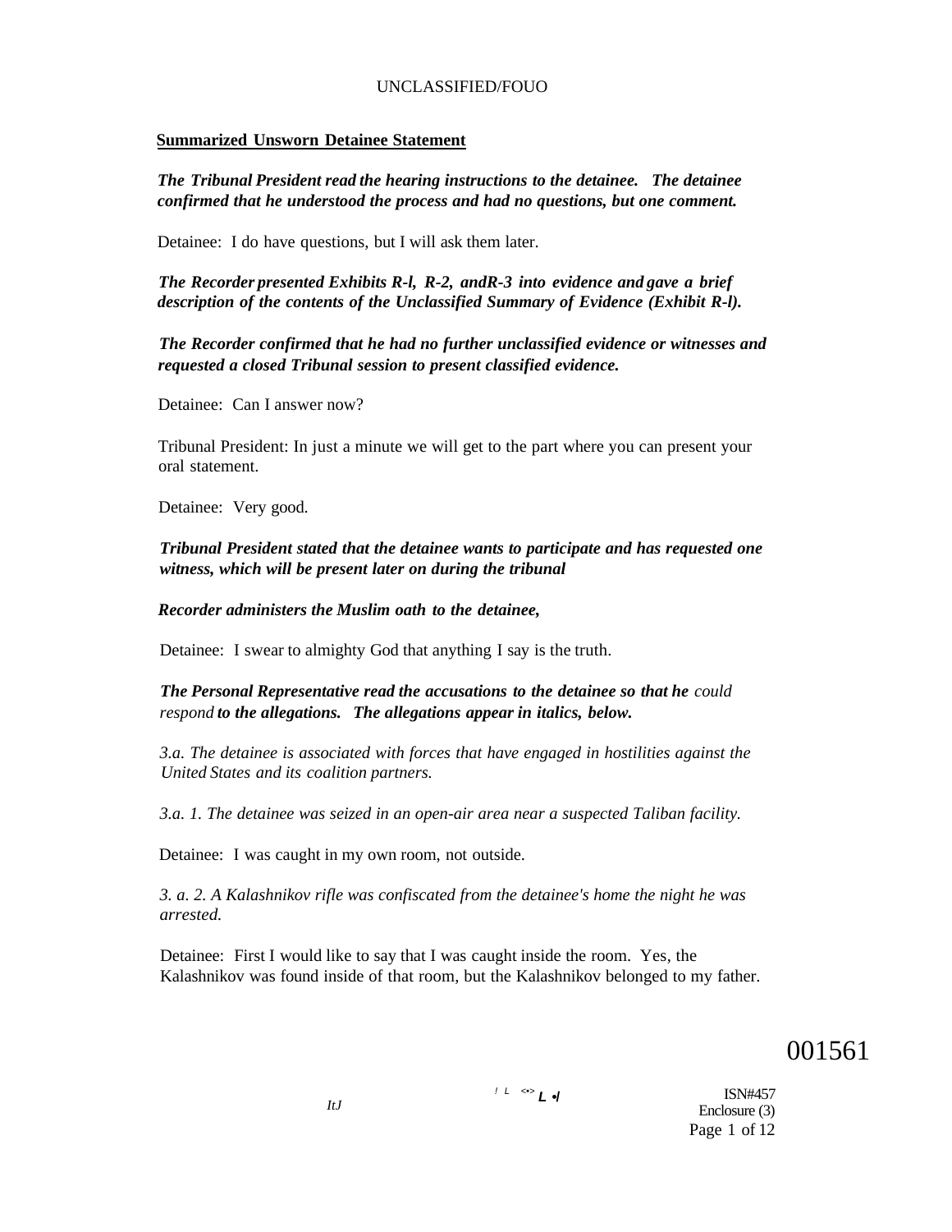**Summarized Unsworn Detainee Statement**

***The Tribunal President read the hearing instructions to the detainee. The detainee confirmed that he understood the process and had no questions, but one comment.***

Detainee: I do have questions, but I will ask them later.

***The Recorder presented Exhibits R-l, R-2, andR-3 into evidence and gave a brief description of the contents of the Unclassified Summary of Evidence (Exhibit R-l).***

***The Recorder confirmed that he had no further unclassified evidence or witnesses and requested a closed Tribunal session to present classified evidence.***

Detainee: Can I answer now?

Tribunal President: In just a minute we will get to the part where you can present your oral statement.

Detainee: Very good.

***Tribunal President stated that the detainee wants to participate and has requested one witness, which will be present later on during the tribunal***

***Recorder administers the Muslim oath to the detainee,***

Detainee: I swear to almighty God that anything I say is the truth.

***The Personal Representative read the accusations to the detainee so that he*** *could respond* ***to the allegations. The allegations appear in italics, below.***

*3.a. The detainee is associated with forces that have engaged in hostilities against the United States and its coalition partners.*

*3.a. 1. The detainee was seized in an open-air area near a suspected Taliban facility.*

Detainee: I was caught in my own room, not outside.

*3. a. 2. A Kalashnikov rifle was confiscated from the detainee's home the night he was arrested.*

Detainee: First I would like to say that I was caught inside the room. Yes, the Kalashnikov was found inside of that room, but the Kalashnikov belonged to my father.

ISN#457
Enclosure (3)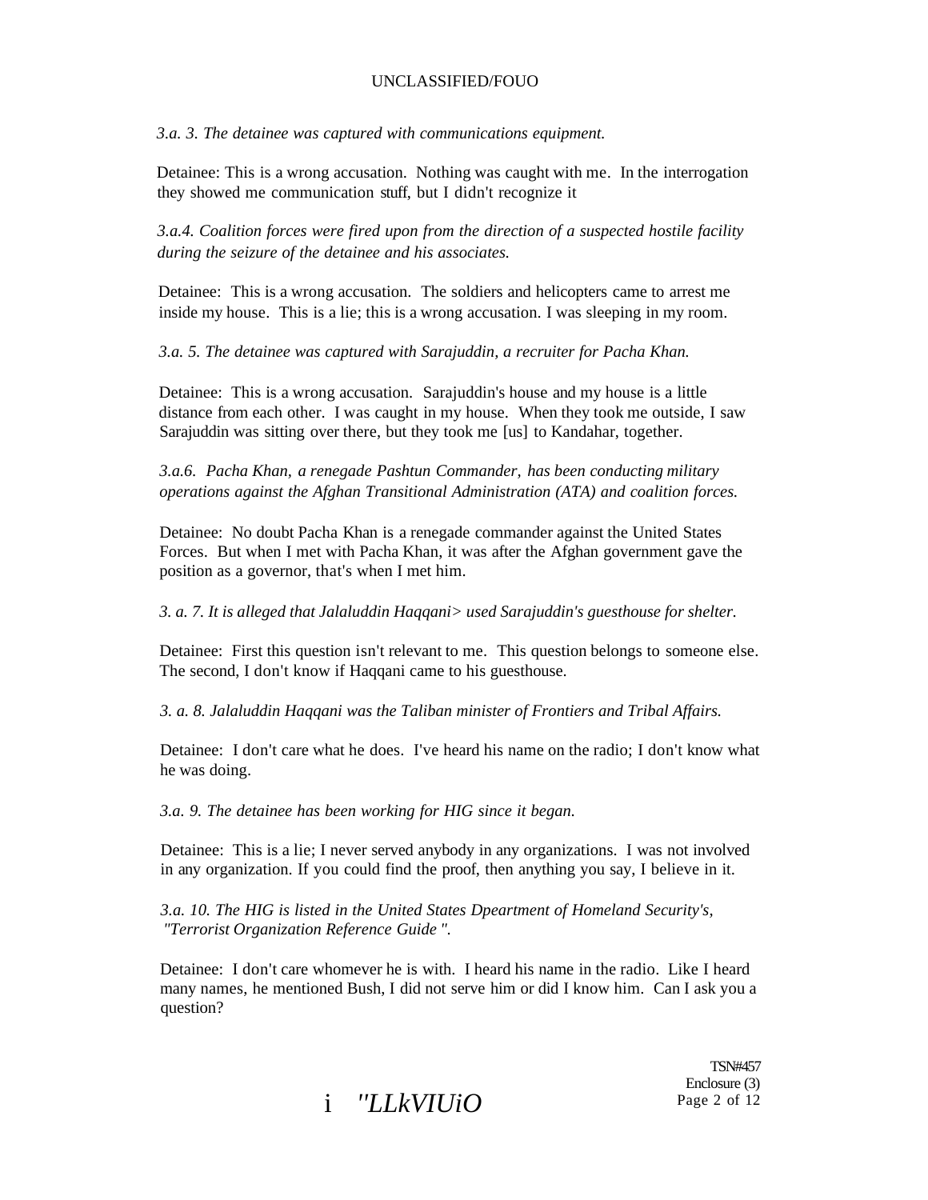*3.a. 3. The detainee was captured with communications equipment.*

Detainee: This is a wrong accusation. Nothing was caught with me. In the interrogation they showed me communication stuff, but I didn't recognize it

*3.a.4. Coalition forces were fired upon from the direction of a suspected hostile facility during the seizure of the detainee and his associates.*

Detainee: This is a wrong accusation. The soldiers and helicopters came to arrest me inside my house. This is a lie; this is a wrong accusation. I was sleeping in my room.

*3.a. 5. The detainee was captured with Sarajuddin, a recruiter for Pacha Khan.*

Detainee: This is a wrong accusation. Sarajuddin's house and my house is a little distance from each other. I was caught in my house. When they took me outside, I saw Sarajuddin was sitting over there, but they took me [us] to Kandahar, together.

*3.a.6. Pacha Khan, a renegade Pashtun Commander, has been conducting military operations against the Afghan Transitional Administration (ATA) and coalition forces.*

Detainee: No doubt Pacha Khan is a renegade commander against the United States Forces. But when I met with Pacha Khan, it was after the Afghan government gave the position as a governor, that's when I met him.

*3. a. 7. It is alleged that Jalaluddin Haqqani> used Sarajuddin's guesthouse for shelter.*

Detainee: First this question isn't relevant to me. This question belongs to someone else. The second, I don't know if Haqqani came to his guesthouse.

*3. a. 8. Jalaluddin Haqqani was the Taliban minister of Frontiers and Tribal Affairs.*

Detainee: I don't care what he does. I've heard his name on the radio; I don't know what he was doing.

*3.a. 9. The detainee has been working for HIG since it began.*

Detainee: This is a lie; I never served anybody in any organizations. I was not involved in any organization. If you could find the proof, then anything you say, I believe in it.

*3.a. 10. The HIG is listed in the United States Dpeartment of Homeland Security's, "Terrorist Organization Reference Guide ".*

Detainee: I don't care whomever he is with. I heard his name in the radio. Like I heard many names, he mentioned Bush, I did not serve him or did I know him. Can I ask you a question?

TSN#457
Enclosure (3)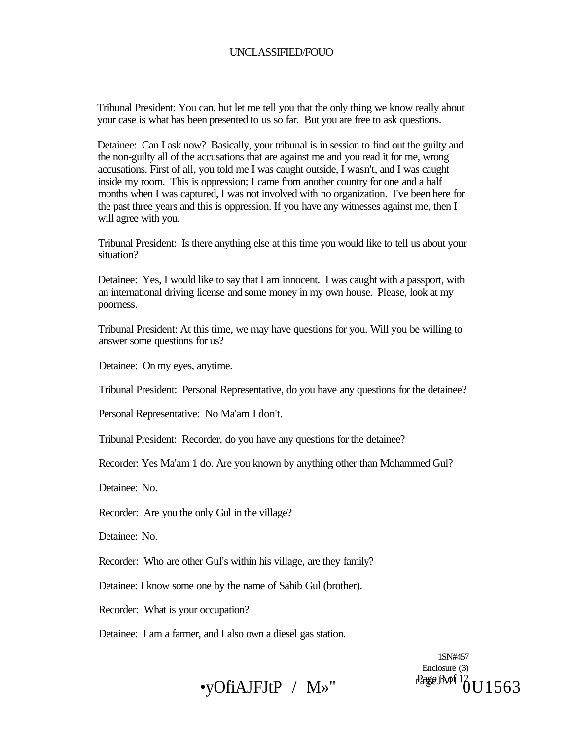Tribunal President: You can, but let me tell you that the only thing we know really about your case is what has been presented to us so far. But you are free to ask questions.

Detainee: Can I ask now? Basically, your tribunal is in session to find out the guilty and the non-guilty all of the accusations that are against me and you read it for me, wrong accusations. First of all, you told me I was caught outside, I wasn't, and I was caught inside my room. This is oppression; I came from another country for one and a half months when I was captured, I was not involved with no organization. I've been here for the past three years and this is oppression. If you have any witnesses against me, then I will agree with you.

Tribunal President: Is there anything else at this time you would like to tell us about your situation?

Detainee: Yes, I would like to say that I am innocent. I was caught with a passport, with an international driving license and some money in my own house. Please, look at my poorness.

Tribunal President: At this time, we may have questions for you. Will you be willing to answer some questions for us?

Detainee: On my eyes, anytime.

Tribunal President: Personal Representative, do you have any questions for the detainee?

Personal Representative: No Ma'am I don't.

Tribunal President: Recorder, do you have any questions for the detainee?

Recorder: Yes Ma'am 1 do. Are you known by anything other than Mohammed Gul?

Detainee: No.

Recorder: Are you the only Gul in the village?

Detainee: No.

Recorder: Who are other Gul's within his village, are they family?

Detainee: I know some one by the name of Sahib Gul (brother).

Recorder: What is your occupation?

Detainee: I am a farmer, and I also own a diesel gas station.

1SN#457
Enclosure (3)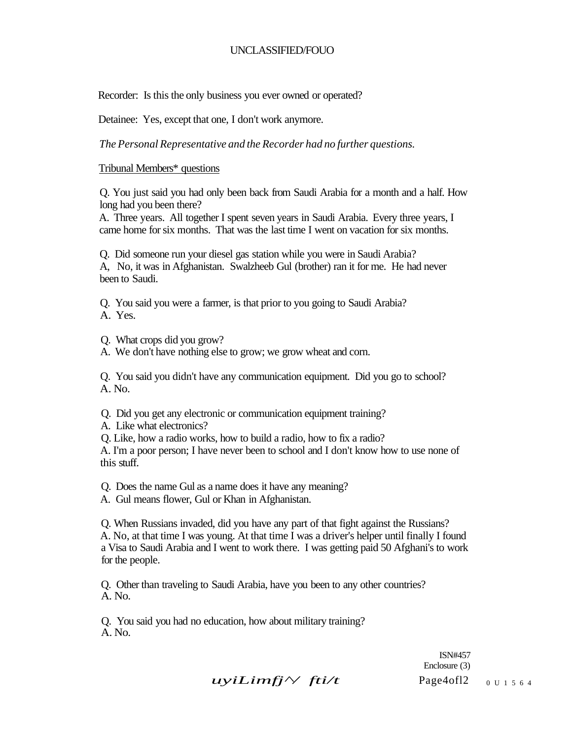Recorder: Is this the only business you ever owned or operated?

Detainee: Yes, except that one, I don't work anymore.

*The Personal Representative and the Recorder had no further questions.*

Tribunal Members* questions

Q. You just said you had only been back from Saudi Arabia for a month and a half. How long had you been there?
A. Three years. All together I spent seven years in Saudi Arabia. Every three years, I came home for six months. That was the last time I went on vacation for six months.

Q. Did someone run your diesel gas station while you were in Saudi Arabia?
A, No, it was in Afghanistan. Swalzheeb Gul (brother) ran it for me. He had never been to Saudi.

Q. You said you were a farmer, is that prior to you going to Saudi Arabia?
A. Yes.

Q. What crops did you grow?
A. We don't have nothing else to grow; we grow wheat and corn.

Q. You said you didn't have any communication equipment. Did you go to school?
A. No.

Q. Did you get any electronic or communication equipment training?
A. Like what electronics?
Q. Like, how a radio works, how to build a radio, how to fix a radio?
A. I'm a poor person; I have never been to school and I don't know how to use none of this stuff.

Q. Does the name Gul as a name does it have any meaning?
A. Gul means flower, Gul or Khan in Afghanistan.

Q. When Russians invaded, did you have any part of that fight against the Russians?
A. No, at that time I was young. At that time I was a driver's helper until finally I found a Visa to Saudi Arabia and I went to work there. I was getting paid 50 Afghani's to work for the people.

Q. Other than traveling to Saudi Arabia, have you been to any other countries?
A. No.

Q. You said you had no education, how about military training?
A. No.

ISN#457
Enclosure (3)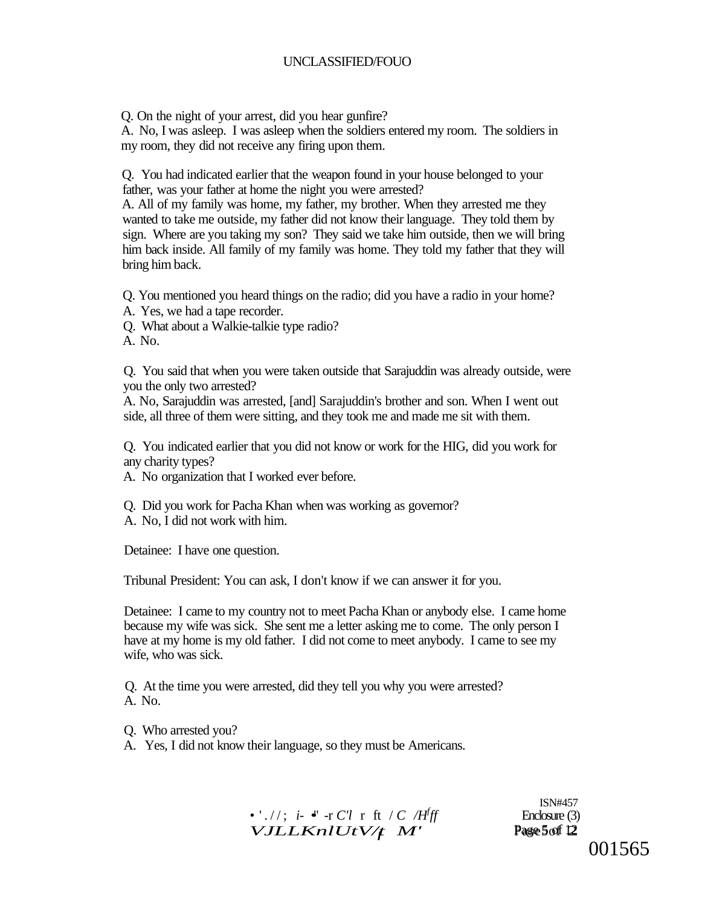Q. On the night of your arrest, did you hear gunfire?
A. No, I was asleep. I was asleep when the soldiers entered my room. The soldiers in my room, they did not receive any firing upon them.

Q. You had indicated earlier that the weapon found in your house belonged to your father, was your father at home the night you were arrested?
A. All of my family was home, my father, my brother. When they arrested me they wanted to take me outside, my father did not know their language. They told them by sign. Where are you taking my son? They said we take him outside, then we will bring him back inside. All family of my family was home. They told my father that they will bring him back.

Q. You mentioned you heard things on the radio; did you have a radio in your home?
A. Yes, we had a tape recorder.
Q. What about a Walkie-talkie type radio?
A. No.

Q. You said that when you were taken outside that Sarajuddin was already outside, were you the only two arrested?
A. No, Sarajuddin was arrested, [and] Sarajuddin's brother and son. When I went out side, all three of them were sitting, and they took me and made me sit with them.

Q. You indicated earlier that you did not know or work for the HIG, did you work for any charity types?
A. No organization that I worked ever before.

Q. Did you work for Pacha Khan when was working as governor?
A. No, I did not work with him.

Detainee: I have one question.

Tribunal President: You can ask, I don't know if we can answer it for you.

Detainee: I came to my country not to meet Pacha Khan or anybody else. I came home because my wife was sick. She sent me a letter asking me to come. The only person I have at my home is my old father. I did not come to meet anybody. I came to see my wife, who was sick.

Q. At the time you were arrested, did they tell you why you were arrested?
A. No.

Q. Who arrested you?
A. Yes, I did not know their language, so they must be Americans.

ISN#457
Enclosure (3)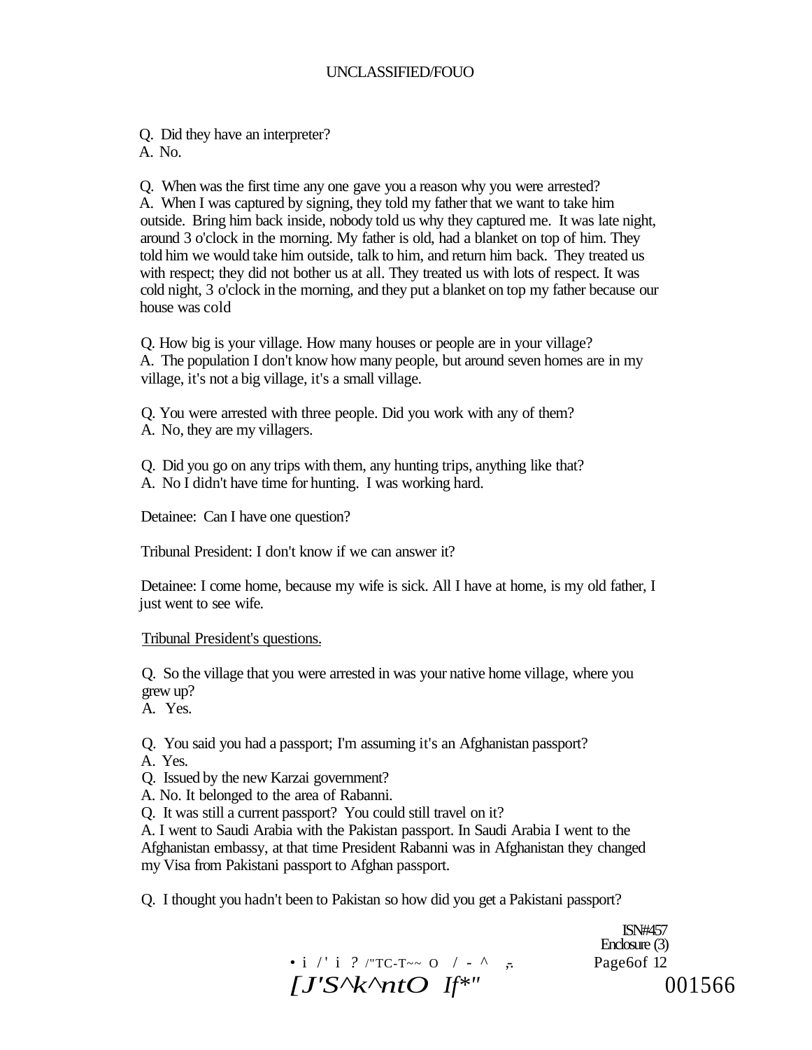Q. Did they have an interpreter?
A. No.

Q. When was the first time any one gave you a reason why you were arrested?
A. When I was captured by signing, they told my father that we want to take him outside. Bring him back inside, nobody told us why they captured me. It was late night, around 3 o'clock in the morning. My father is old, had a blanket on top of him. They told him we would take him outside, talk to him, and return him back. They treated us with respect; they did not bother us at all. They treated us with lots of respect. It was cold night, 3 o'clock in the morning, and they put a blanket on top my father because our house was cold

Q. How big is your village. How many houses or people are in your village?
A. The population I don't know how many people, but around seven homes are in my village, it's not a big village, it's a small village.

Q. You were arrested with three people. Did you work with any of them?
A. No, they are my villagers.

Q. Did you go on any trips with them, any hunting trips, anything like that?
A. No I didn't have time for hunting. I was working hard.

Detainee: Can I have one question?

Tribunal President: I don't know if we can answer it?

Detainee: I come home, because my wife is sick. All I have at home, is my old father, I just went to see wife.

<u>Tribunal President's questions.</u>

Q. So the village that you were arrested in was your native home village, where you grew up?
A. Yes.

Q. You said you had a passport; I'm assuming it's an Afghanistan passport?
A. Yes.
Q. Issued by the new Karzai government?
A. No. It belonged to the area of Rabanni.
Q. It was still a current passport? You could still travel on it?
A. I went to Saudi Arabia with the Pakistan passport. In Saudi Arabia I went to the Afghanistan embassy, at that time President Rabanni was in Afghanistan they changed my Visa from Pakistani passport to Afghan passport.

Q. I thought you hadn't been to Pakistan so how did you get a Pakistani passport?

ISN#457
Enclosure (3)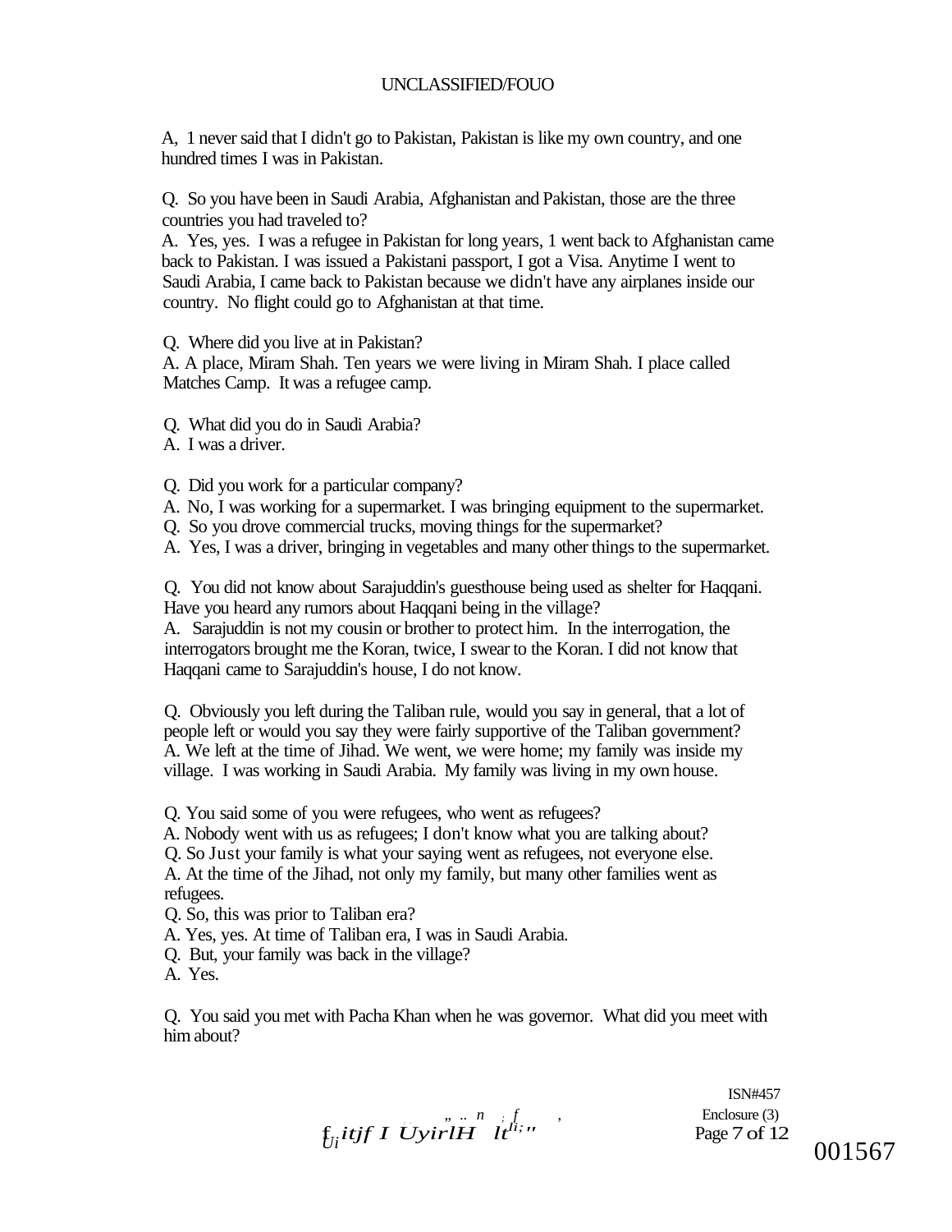A, 1 never said that I didn't go to Pakistan, Pakistan is like my own country, and one hundred times I was in Pakistan.

Q. So you have been in Saudi Arabia, Afghanistan and Pakistan, those are the three countries you had traveled to?

A. Yes, yes. I was a refugee in Pakistan for long years, 1 went back to Afghanistan came back to Pakistan. I was issued a Pakistani passport, I got a Visa. Anytime I went to Saudi Arabia, I came back to Pakistan because we didn't have any airplanes inside our country. No flight could go to Afghanistan at that time.

Q. Where did you live at in Pakistan?

A. A place, Miram Shah. Ten years we were living in Miram Shah. I place called Matches Camp. It was a refugee camp.

Q. What did you do in Saudi Arabia?

A. I was a driver.

Q. Did you work for a particular company?

A. No, I was working for a supermarket. I was bringing equipment to the supermarket.

Q. So you drove commercial trucks, moving things for the supermarket?

A. Yes, I was a driver, bringing in vegetables and many other things to the supermarket.

Q. You did not know about Sarajuddin's guesthouse being used as shelter for Haqqani. Have you heard any rumors about Haqqani being in the village?

A. Sarajuddin is not my cousin or brother to protect him. In the interrogation, the interrogators brought me the Koran, twice, I swear to the Koran. I did not know that Haqqani came to Sarajuddin's house, I do not know.

Q. Obviously you left during the Taliban rule, would you say in general, that a lot of people left or would you say they were fairly supportive of the Taliban government?

A. We left at the time of Jihad. We went, we were home; my family was inside my village. I was working in Saudi Arabia. My family was living in my own house.

Q. You said some of you were refugees, who went as refugees?

A. Nobody went with us as refugees; I don't know what you are talking about?

Q. So Just your family is what your saying went as refugees, not everyone else.

A. At the time of the Jihad, not only my family, but many other families went as refugees.

Q. So, this was prior to Taliban era?

A. Yes, yes. At time of Taliban era, I was in Saudi Arabia.

Q. But, your family was back in the village?

A. Yes.

Q. You said you met with Pacha Khan when he was governor. What did you meet with him about?

ISN#457
Enclosure (3)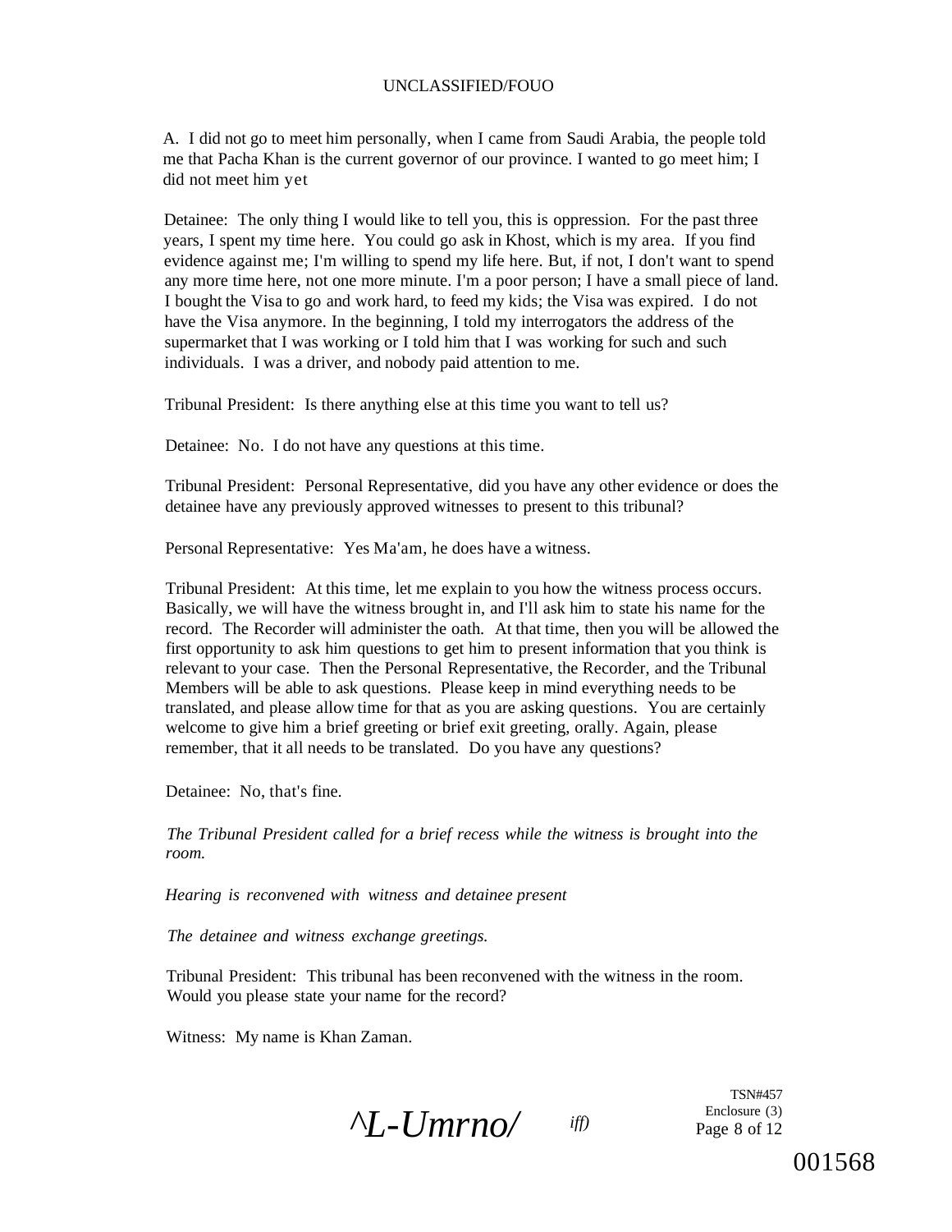A. I did not go to meet him personally, when I came from Saudi Arabia, the people told me that Pacha Khan is the current governor of our province. I wanted to go meet him; I did not meet him yet

Detainee: The only thing I would like to tell you, this is oppression. For the past three years, I spent my time here. You could go ask in Khost, which is my area. If you find evidence against me; I'm willing to spend my life here. But, if not, I don't want to spend any more time here, not one more minute. I'm a poor person; I have a small piece of land. I bought the Visa to go and work hard, to feed my kids; the Visa was expired. I do not have the Visa anymore. In the beginning, I told my interrogators the address of the supermarket that I was working or I told him that I was working for such and such individuals. I was a driver, and nobody paid attention to me.

Tribunal President: Is there anything else at this time you want to tell us?

Detainee: No. I do not have any questions at this time.

Tribunal President: Personal Representative, did you have any other evidence or does the detainee have any previously approved witnesses to present to this tribunal?

Personal Representative: Yes Ma'am, he does have a witness.

Tribunal President: At this time, let me explain to you how the witness process occurs. Basically, we will have the witness brought in, and I'll ask him to state his name for the record. The Recorder will administer the oath. At that time, then you will be allowed the first opportunity to ask him questions to get him to present information that you think is relevant to your case. Then the Personal Representative, the Recorder, and the Tribunal Members will be able to ask questions. Please keep in mind everything needs to be translated, and please allow time for that as you are asking questions. You are certainly welcome to give him a brief greeting or brief exit greeting, orally. Again, please remember, that it all needs to be translated. Do you have any questions?

Detainee: No, that's fine.

*The Tribunal President called for a brief recess while the witness is brought into the room.*

*Hearing is reconvened with witness and detainee present*

*The detainee and witness exchange greetings.*

Tribunal President: This tribunal has been reconvened with the witness in the room. Would you please state your name for the record?

Witness: My name is Khan Zaman.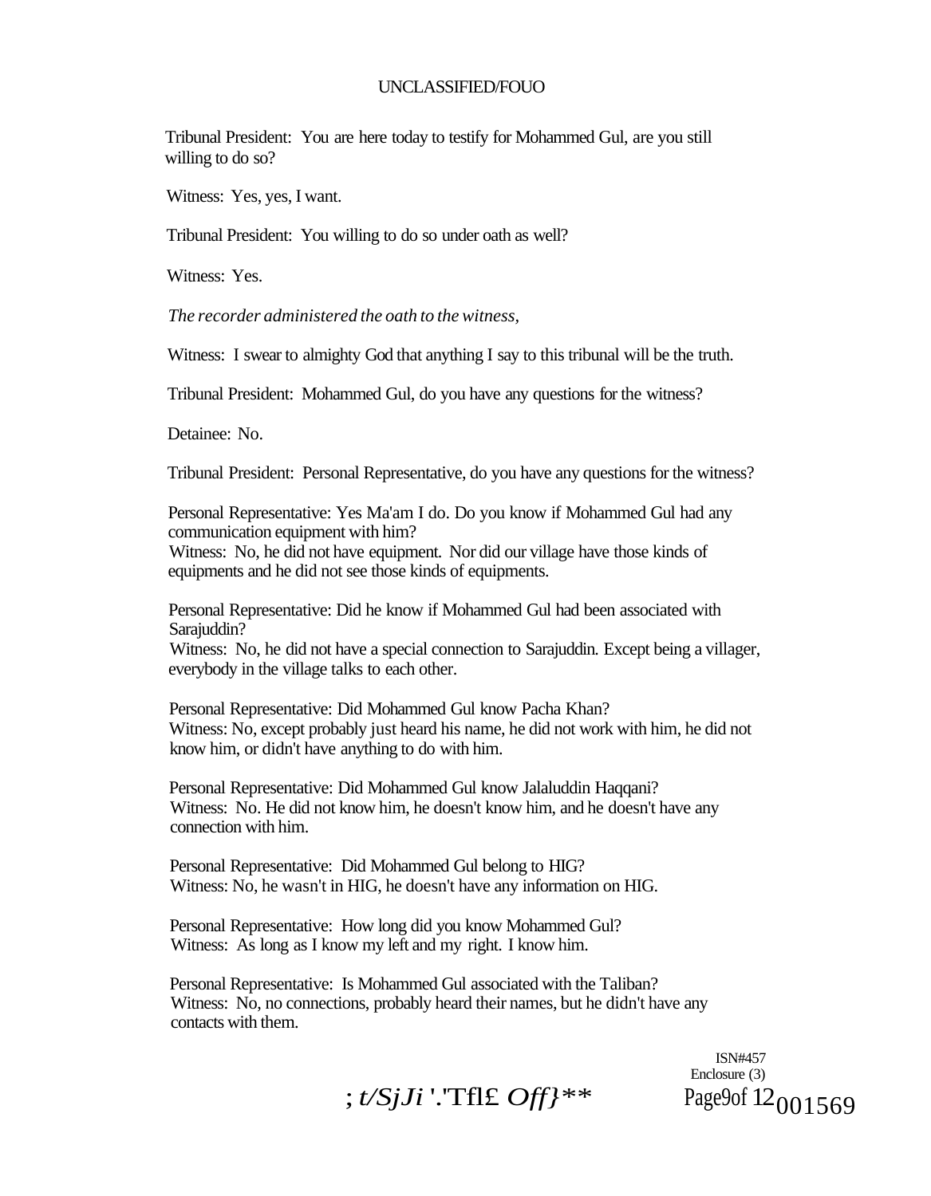Tribunal President: You are here today to testify for Mohammed Gul, are you still willing to do so?

Witness: Yes, yes, I want.

Tribunal President: You willing to do so under oath as well?

Witness: Yes.

*The recorder administered the oath to the witness,*

Witness: I swear to almighty God that anything I say to this tribunal will be the truth.

Tribunal President: Mohammed Gul, do you have any questions for the witness?

Detainee: No.

Tribunal President: Personal Representative, do you have any questions for the witness?

Personal Representative: Yes Ma'am I do. Do you know if Mohammed Gul had any communication equipment with him?
Witness: No, he did not have equipment. Nor did our village have those kinds of equipments and he did not see those kinds of equipments.

Personal Representative: Did he know if Mohammed Gul had been associated with Sarajuddin?
Witness: No, he did not have a special connection to Sarajuddin. Except being a villager, everybody in the village talks to each other.

Personal Representative: Did Mohammed Gul know Pacha Khan?
Witness: No, except probably just heard his name, he did not work with him, he did not know him, or didn't have anything to do with him.

Personal Representative: Did Mohammed Gul know Jalaluddin Haqqani?
Witness: No. He did not know him, he doesn't know him, and he doesn't have any connection with him.

Personal Representative: Did Mohammed Gul belong to HIG?
Witness: No, he wasn't in HIG, he doesn't have any information on HIG.

Personal Representative: How long did you know Mohammed Gul?
Witness: As long as I know my left and my right. I know him.

Personal Representative: Is Mohammed Gul associated with the Taliban?
Witness: No, no connections, probably heard their names, but he didn't have any contacts with them.

ISN#457
Enclosure (3)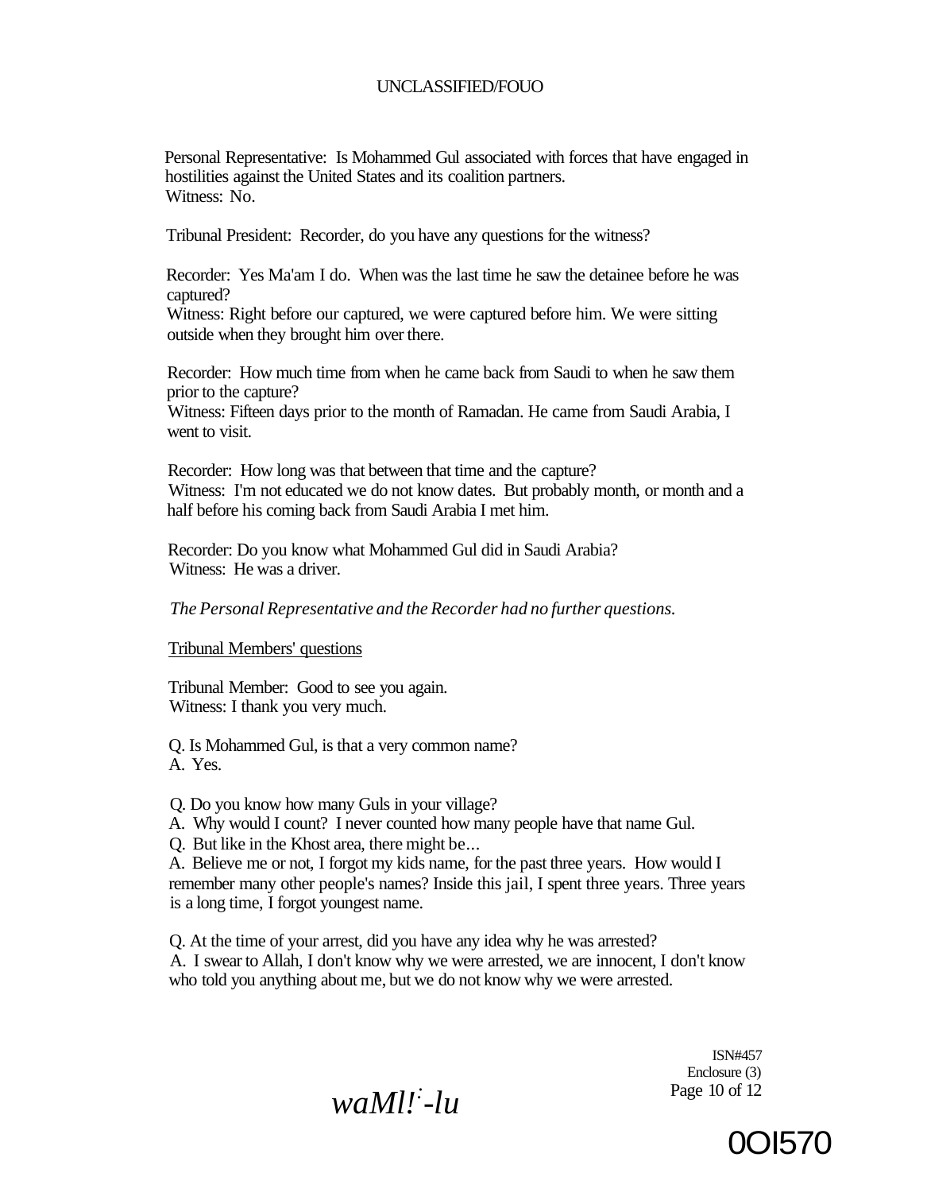Personal Representative: Is Mohammed Gul associated with forces that have engaged in hostilities against the United States and its coalition partners.
Witness: No.

Tribunal President: Recorder, do you have any questions for the witness?

Recorder: Yes Ma'am I do. When was the last time he saw the detainee before he was captured?
Witness: Right before our captured, we were captured before him. We were sitting outside when they brought him over there.

Recorder: How much time from when he came back from Saudi to when he saw them prior to the capture?
Witness: Fifteen days prior to the month of Ramadan. He came from Saudi Arabia, I went to visit.

Recorder: How long was that between that time and the capture?
Witness: I'm not educated we do not know dates. But probably month, or month and a half before his coming back from Saudi Arabia I met him.

Recorder: Do you know what Mohammed Gul did in Saudi Arabia?
Witness: He was a driver.

*The Personal Representative and the Recorder had no further questions.*

Tribunal Members' questions

Tribunal Member: Good to see you again.
Witness: I thank you very much.

Q. Is Mohammed Gul, is that a very common name?
A. Yes.

Q. Do you know how many Guls in your village?
A. Why would I count? I never counted how many people have that name Gul.
Q. But like in the Khost area, there might be...
A. Believe me or not, I forgot my kids name, for the past three years. How would I remember many other people's names? Inside this jail, I spent three years. Three years is a long time, I forgot youngest name.

Q. At the time of your arrest, did you have any idea why he was arrested?
A. I swear to Allah, I don't know why we were arrested, we are innocent, I don't know who told you anything about me, but we do not know why we were arrested.

ISN#457
Enclosure (3)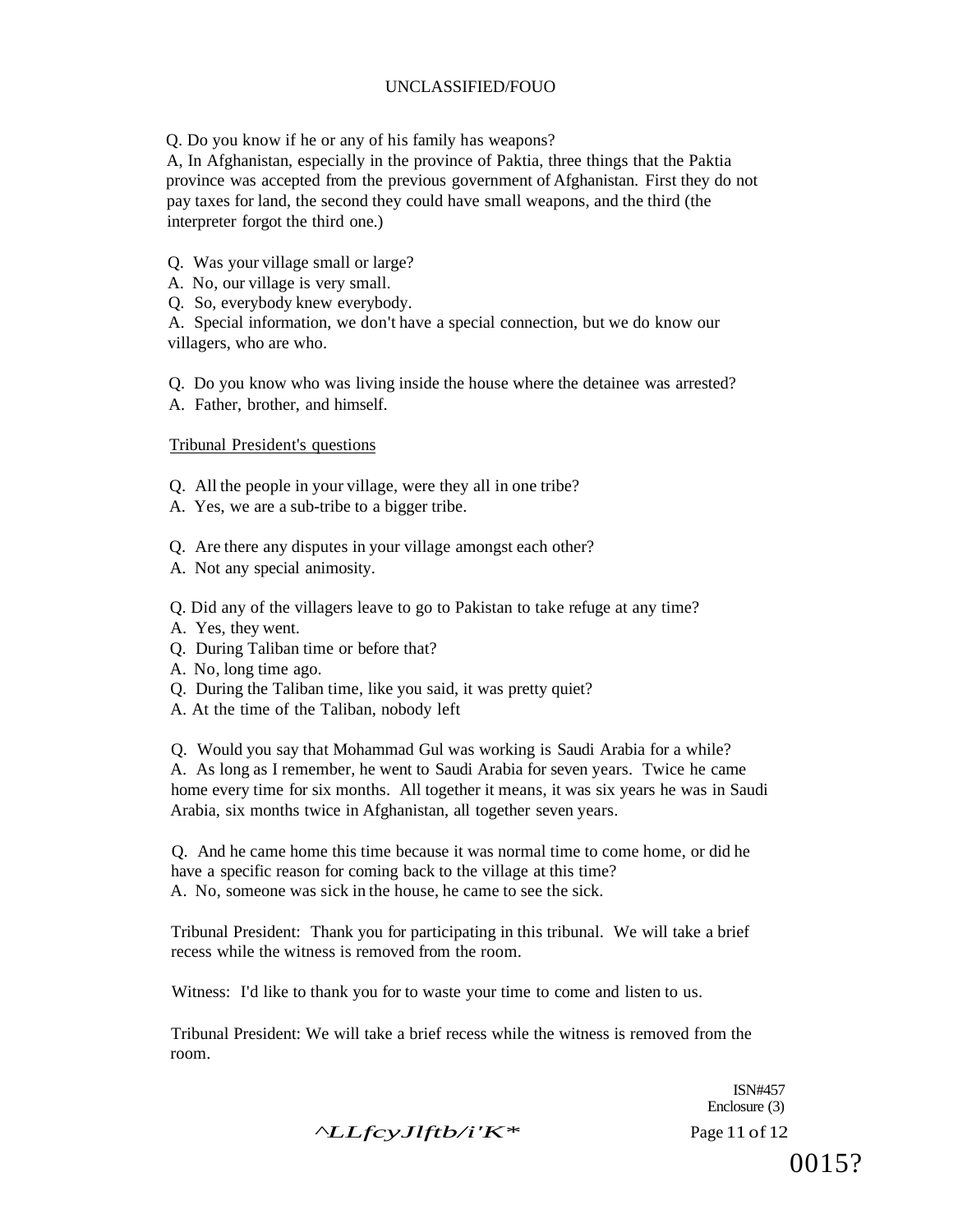Q. Do you know if he or any of his family has weapons?
A, In Afghanistan, especially in the province of Paktia, three things that the Paktia province was accepted from the previous government of Afghanistan. First they do not pay taxes for land, the second they could have small weapons, and the third (the interpreter forgot the third one.)

Q. Was your village small or large?
A. No, our village is very small.
Q. So, everybody knew everybody.
A. Special information, we don't have a special connection, but we do know our villagers, who are who.

Q. Do you know who was living inside the house where the detainee was arrested?
A. Father, brother, and himself.

Tribunal President's questions

Q. All the people in your village, were they all in one tribe?
A. Yes, we are a sub-tribe to a bigger tribe.

Q. Are there any disputes in your village amongst each other?
A. Not any special animosity.

Q. Did any of the villagers leave to go to Pakistan to take refuge at any time?
A. Yes, they went.
Q. During Taliban time or before that?
A. No, long time ago.
Q. During the Taliban time, like you said, it was pretty quiet?
A. At the time of the Taliban, nobody left

Q. Would you say that Mohammad Gul was working is Saudi Arabia for a while?
A. As long as I remember, he went to Saudi Arabia for seven years. Twice he came home every time for six months. All together it means, it was six years he was in Saudi Arabia, six months twice in Afghanistan, all together seven years.

Q. And he came home this time because it was normal time to come home, or did he have a specific reason for coming back to the village at this time?
A. No, someone was sick in the house, he came to see the sick.

Tribunal President: Thank you for participating in this tribunal. We will take a brief recess while the witness is removed from the room.

Witness: I'd like to thank you for to waste your time to come and listen to us.

Tribunal President: We will take a brief recess while the witness is removed from the room.

ISN#457
Enclosure (3)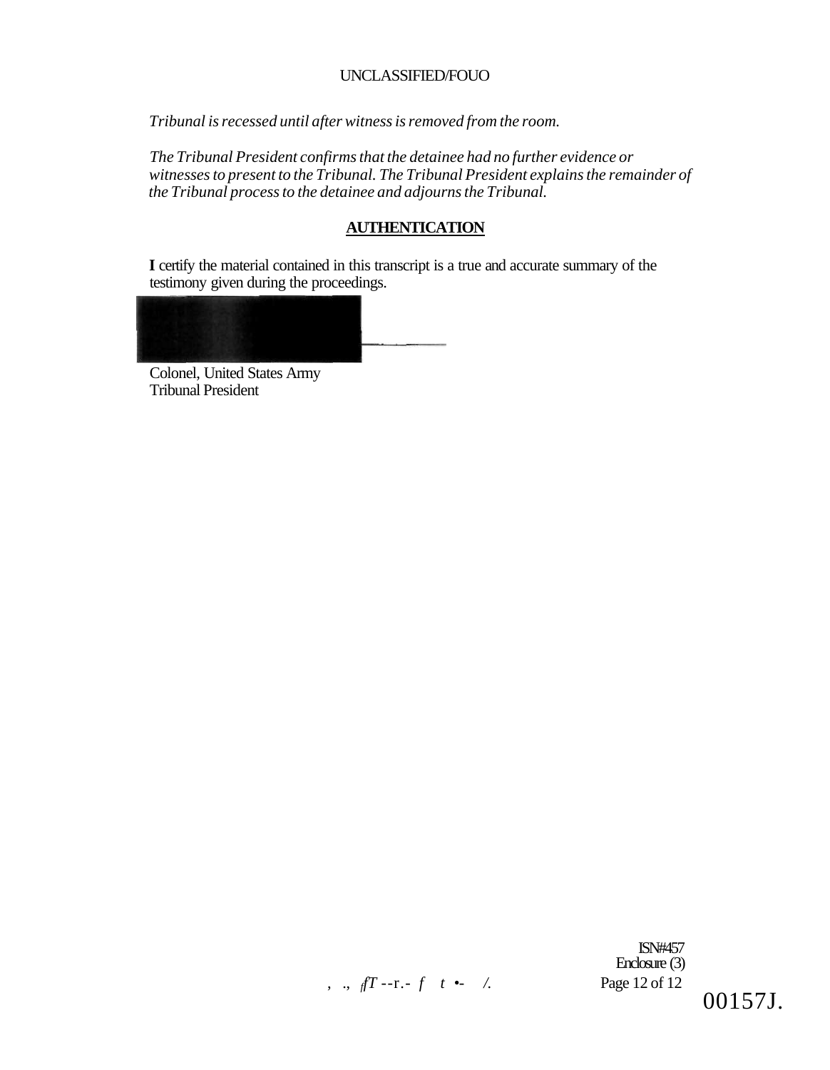*Tribunal is recessed until after witness is removed from the room.*

*The Tribunal President confirms that the detainee had no further evidence or witnesses to present to the Tribunal. The Tribunal President explains the remainder of the Tribunal process to the detainee and adjourns the Tribunal.*

## AUTHENTICATION

**I** certify the material contained in this transcript is a true and accurate summary of the testimony given during the proceedings.

Colonel, United States Army
Tribunal President

ISN#457
Enclosure (3)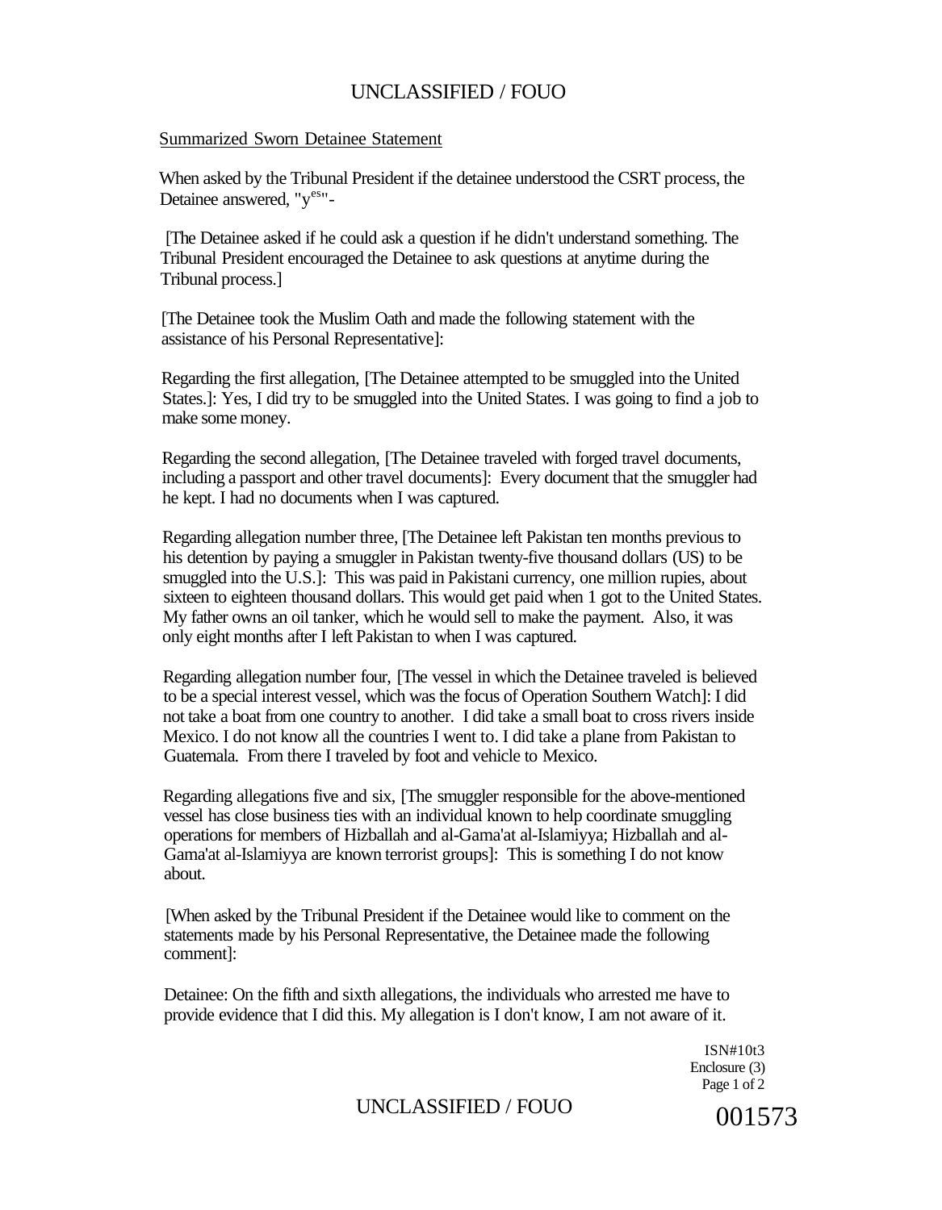Summarized Sworn Detainee Statement

When asked by the Tribunal President if the detainee understood the CSRT process, the Detainee answered, "yes"-

[The Detainee asked if he could ask a question if he didn't understand something. The Tribunal President encouraged the Detainee to ask questions at anytime during the Tribunal process.]

[The Detainee took the Muslim Oath and made the following statement with the assistance of his Personal Representative]:

Regarding the first allegation, [The Detainee attempted to be smuggled into the United States.]: Yes, I did try to be smuggled into the United States. I was going to find a job to make some money.

Regarding the second allegation, [The Detainee traveled with forged travel documents, including a passport and other travel documents]: Every document that the smuggler had he kept. I had no documents when I was captured.

Regarding allegation number three, [The Detainee left Pakistan ten months previous to his detention by paying a smuggler in Pakistan twenty-five thousand dollars (US) to be smuggled into the U.S.]: This was paid in Pakistani currency, one million rupies, about sixteen to eighteen thousand dollars. This would get paid when 1 got to the United States. My father owns an oil tanker, which he would sell to make the payment. Also, it was only eight months after I left Pakistan to when I was captured.

Regarding allegation number four, [The vessel in which the Detainee traveled is believed to be a special interest vessel, which was the focus of Operation Southern Watch]: I did not take a boat from one country to another. I did take a small boat to cross rivers inside Mexico. I do not know all the countries I went to. I did take a plane from Pakistan to Guatemala. From there I traveled by foot and vehicle to Mexico.

Regarding allegations five and six, [The smuggler responsible for the above-mentioned vessel has close business ties with an individual known to help coordinate smuggling operations for members of Hizballah and al-Gama'at al-Islamiyya; Hizballah and al-Gama'at al-Islamiyya are known terrorist groups]: This is something I do not know about.

[When asked by the Tribunal President if the Detainee would like to comment on the statements made by his Personal Representative, the Detainee made the following comment]:

Detainee: On the fifth and sixth allegations, the individuals who arrested me have to provide evidence that I did this. My allegation is I don't know, I am not aware of it.

ISN#10t3
Enclosure (3)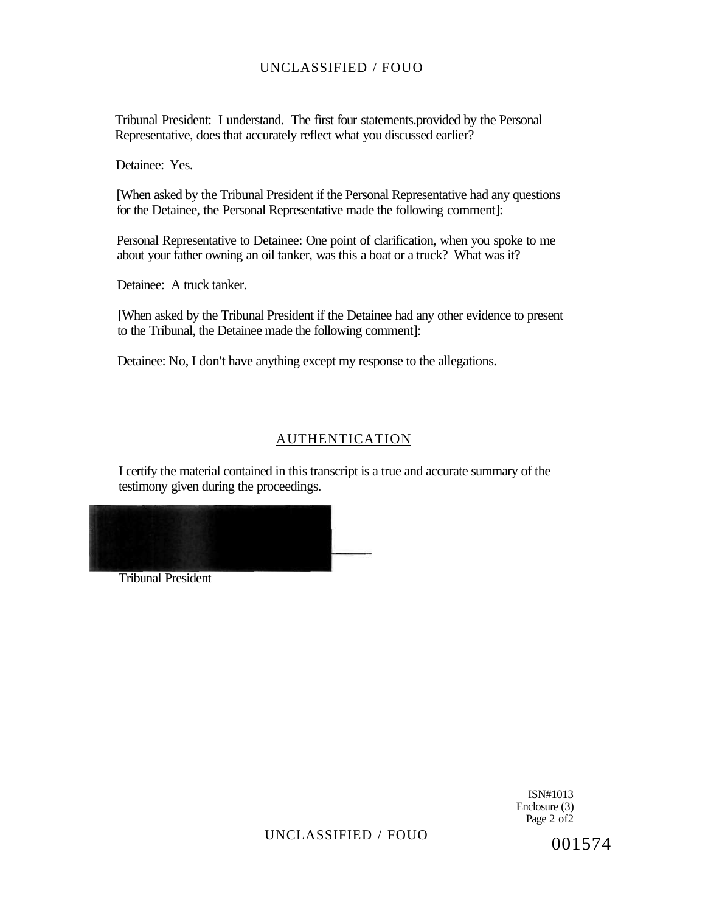Tribunal President: I understand. The first four statements.provided by the Personal Representative, does that accurately reflect what you discussed earlier?

Detainee: Yes.

[When asked by the Tribunal President if the Personal Representative had any questions for the Detainee, the Personal Representative made the following comment]:

Personal Representative to Detainee: One point of clarification, when you spoke to me about your father owning an oil tanker, was this a boat or a truck? What was it?

Detainee: A truck tanker.

[When asked by the Tribunal President if the Detainee had any other evidence to present to the Tribunal, the Detainee made the following comment]:

Detainee: No, I don't have anything except my response to the allegations.

## AUTHENTICATION

I certify the material contained in this transcript is a true and accurate summary of the testimony given during the proceedings.

Tribunal President

ISN#1013
Enclosure (3)
Page 2 of2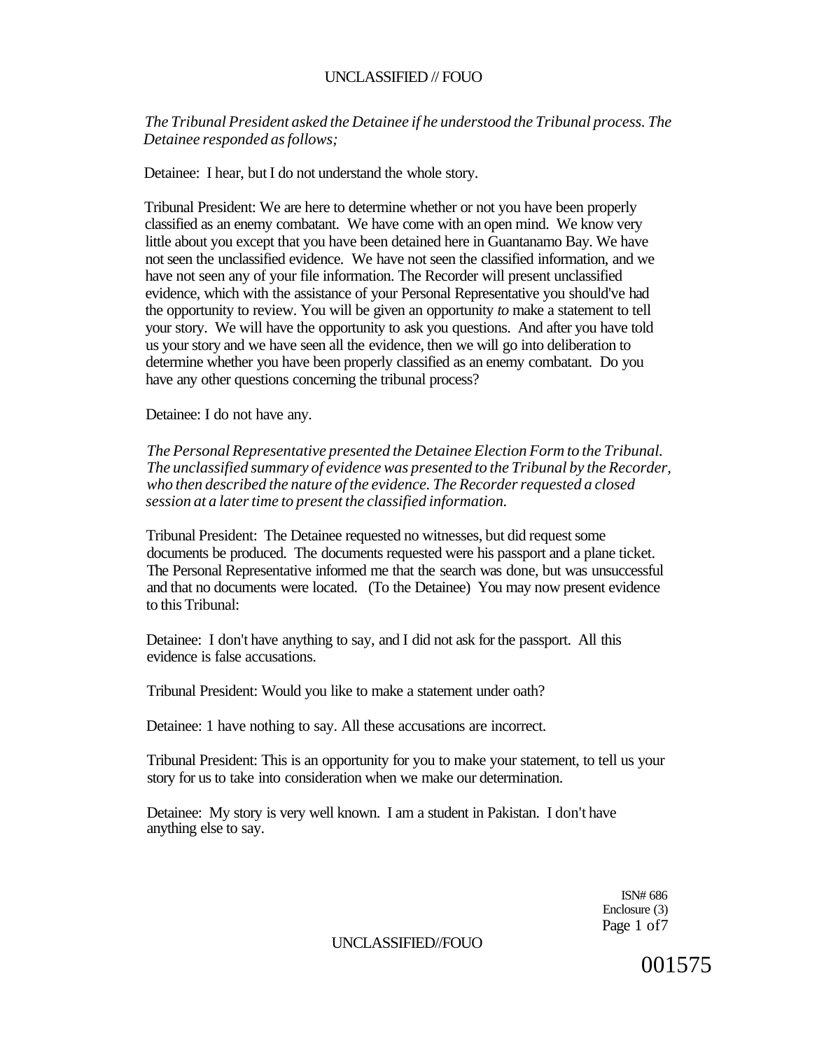*The Tribunal President asked the Detainee if he understood the Tribunal process. The Detainee responded as follows;*

Detainee: I hear, but I do not understand the whole story.

Tribunal President: We are here to determine whether or not you have been properly classified as an enemy combatant. We have come with an open mind. We know very little about you except that you have been detained here in Guantanamo Bay. We have not seen the unclassified evidence. We have not seen the classified information, and we have not seen any of your file information. The Recorder will present unclassified evidence, which with the assistance of your Personal Representative you should've had the opportunity to review. You will be given an opportunity *to* make a statement to tell your story. We will have the opportunity to ask you questions. And after you have told us your story and we have seen all the evidence, then we will go into deliberation to determine whether you have been properly classified as an enemy combatant. Do you have any other questions concerning the tribunal process?

Detainee: I do not have any.

*The Personal Representative presented the Detainee Election Form to the Tribunal. The unclassified summary of evidence was presented to the Tribunal by the Recorder, who then described the nature of the evidence. The Recorder requested a closed session at a later time to present the classified information.*

Tribunal President: The Detainee requested no witnesses, but did request some documents be produced. The documents requested were his passport and a plane ticket. The Personal Representative informed me that the search was done, but was unsuccessful and that no documents were located. (To the Detainee) You may now present evidence to this Tribunal:

Detainee: I don't have anything to say, and I did not ask for the passport. All this evidence is false accusations.

Tribunal President: Would you like to make a statement under oath?

Detainee: 1 have nothing to say. All these accusations are incorrect.

Tribunal President: This is an opportunity for you to make your statement, to tell us your story for us to take into consideration when we make our determination.

Detainee: My story is very well known. I am a student in Pakistan. I don't have anything else to say.

ISN# 686
Enclosure (3)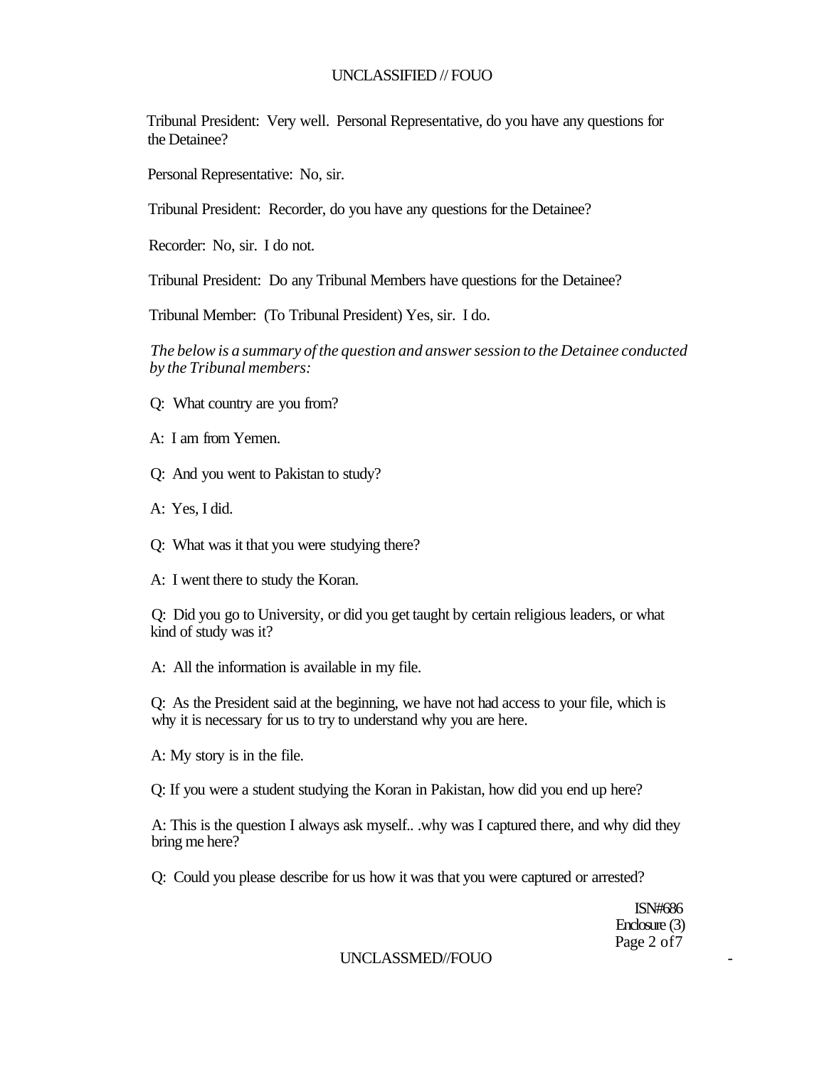Tribunal President: Very well. Personal Representative, do you have any questions for the Detainee?

Personal Representative: No, sir.

Tribunal President: Recorder, do you have any questions for the Detainee?

Recorder: No, sir. I do not.

Tribunal President: Do any Tribunal Members have questions for the Detainee?

Tribunal Member: (To Tribunal President) Yes, sir. I do.

*The below is a summary of the question and answer session to the Detainee conducted by the Tribunal members:*

Q: What country are you from?

A: I am from Yemen.

Q: And you went to Pakistan to study?

A: Yes, I did.

Q: What was it that you were studying there?

A: I went there to study the Koran.

Q: Did you go to University, or did you get taught by certain religious leaders, or what kind of study was it?

A: All the information is available in my file.

Q: As the President said at the beginning, we have not had access to your file, which is why it is necessary for us to try to understand why you are here.

A: My story is in the file.

Q: If you were a student studying the Koran in Pakistan, how did you end up here?

A: This is the question I always ask myself.. .why was I captured there, and why did they bring me here?

Q: Could you please describe for us how it was that you were captured or arrested?

ISN#686
Enclosure (3)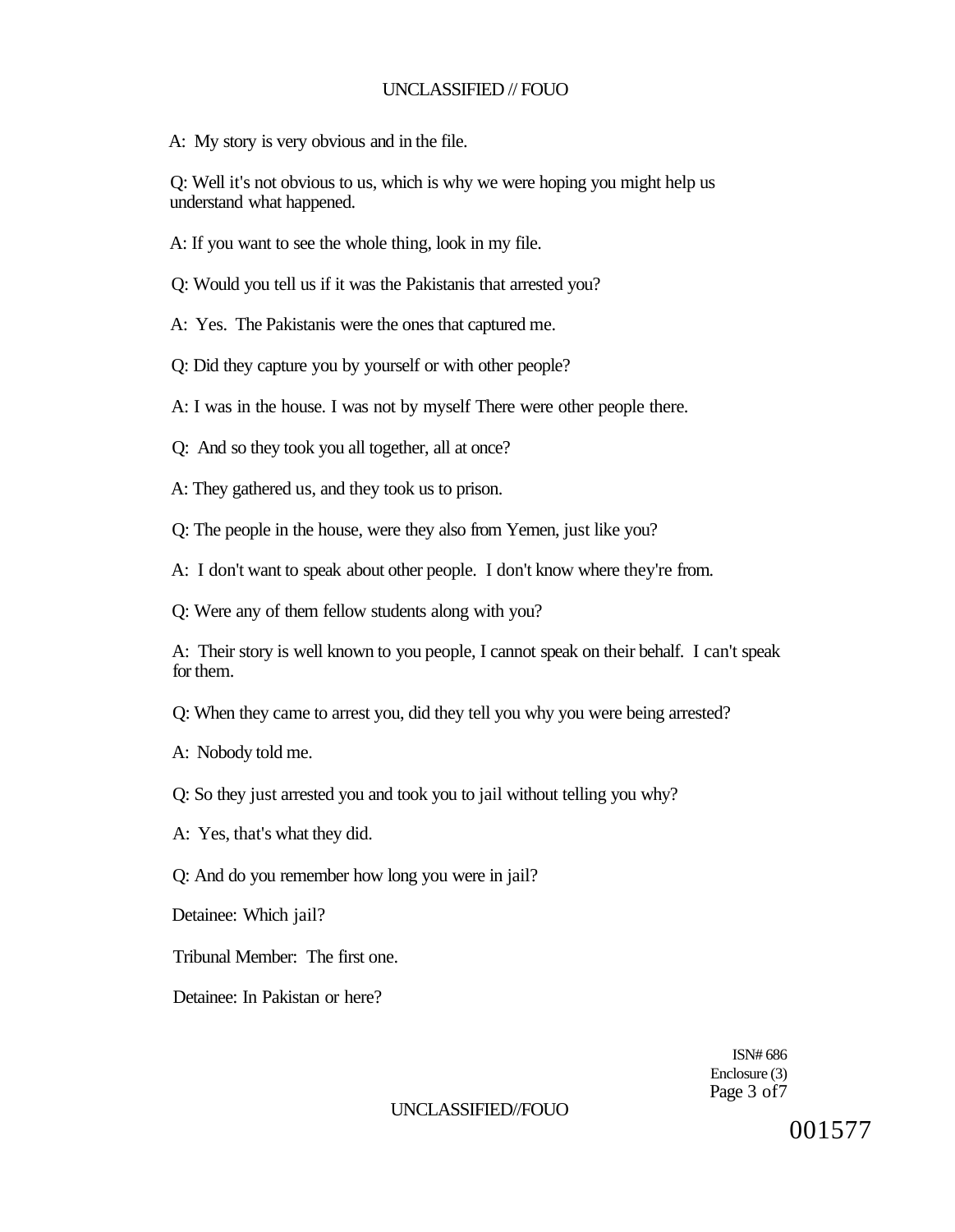A: My story is very obvious and in the file.

Q: Well it's not obvious to us, which is why we were hoping you might help us understand what happened.

A: If you want to see the whole thing, look in my file.

Q: Would you tell us if it was the Pakistanis that arrested you?

A: Yes. The Pakistanis were the ones that captured me.

Q: Did they capture you by yourself or with other people?

A: I was in the house. I was not by myself There were other people there.

Q: And so they took you all together, all at once?

A: They gathered us, and they took us to prison.

Q: The people in the house, were they also from Yemen, just like you?

A: I don't want to speak about other people. I don't know where they're from.

Q: Were any of them fellow students along with you?

A: Their story is well known to you people, I cannot speak on their behalf. I can't speak for them.

Q: When they came to arrest you, did they tell you why you were being arrested?

A: Nobody told me.

Q: So they just arrested you and took you to jail without telling you why?

A: Yes, that's what they did.

Q: And do you remember how long you were in jail?

Detainee: Which jail?

Tribunal Member: The first one.

Detainee: In Pakistan or here?

ISN# 686
Enclosure (3)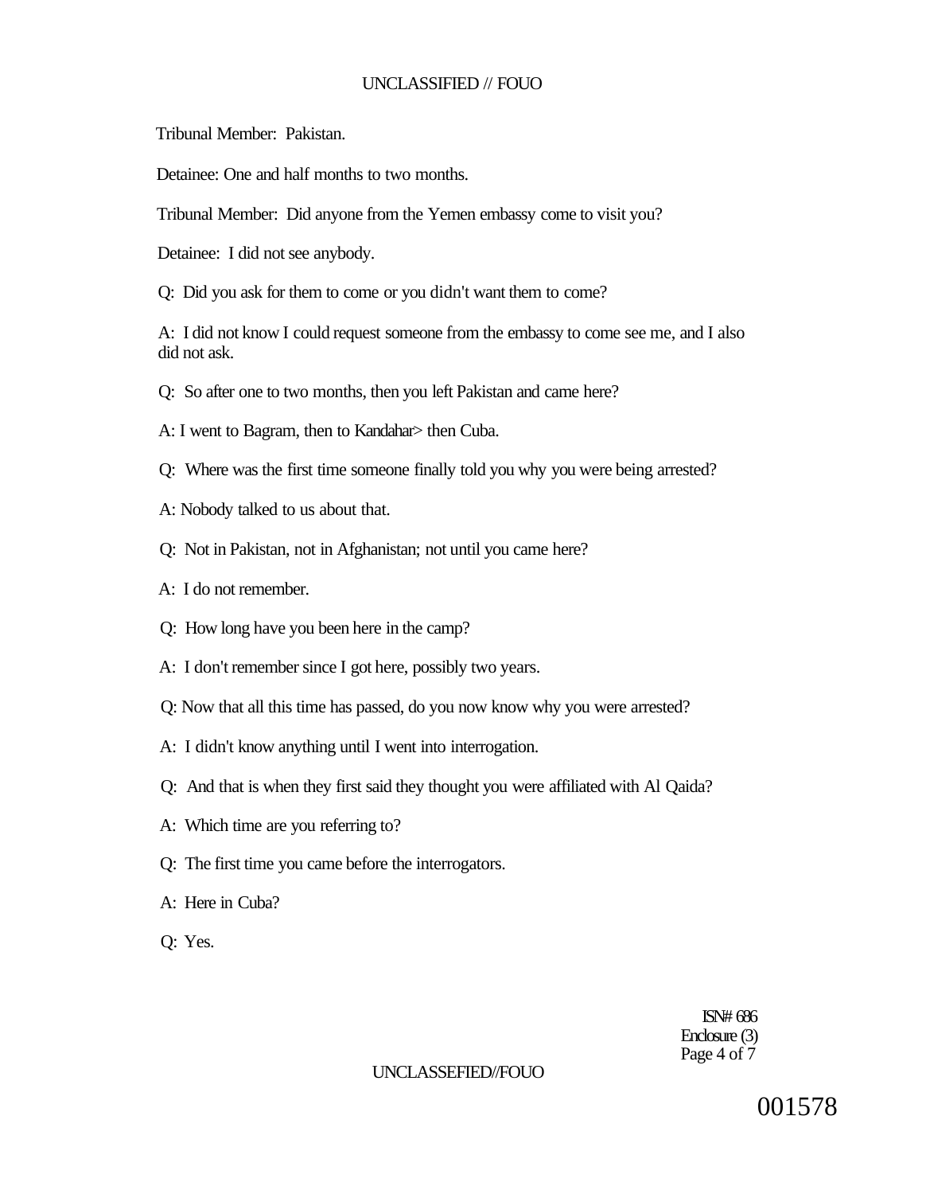Tribunal Member: Pakistan.

Detainee: One and half months to two months.

Tribunal Member: Did anyone from the Yemen embassy come to visit you?

Detainee: I did not see anybody.

Q: Did you ask for them to come or you didn't want them to come?

A: I did not know I could request someone from the embassy to come see me, and I also did not ask.

Q: So after one to two months, then you left Pakistan and came here?

A: I went to Bagram, then to Kandahar> then Cuba.

Q: Where was the first time someone finally told you why you were being arrested?

A: Nobody talked to us about that.

Q: Not in Pakistan, not in Afghanistan; not until you came here?

A: I do not remember.

Q: How long have you been here in the camp?

A: I don't remember since I got here, possibly two years.

Q: Now that all this time has passed, do you now know why you were arrested?

A: I didn't know anything until I went into interrogation.

Q: And that is when they first said they thought you were affiliated with Al Qaida?

A: Which time are you referring to?

Q: The first time you came before the interrogators.

A: Here in Cuba?

Q: Yes.

ISN# 686
Enclosure (3)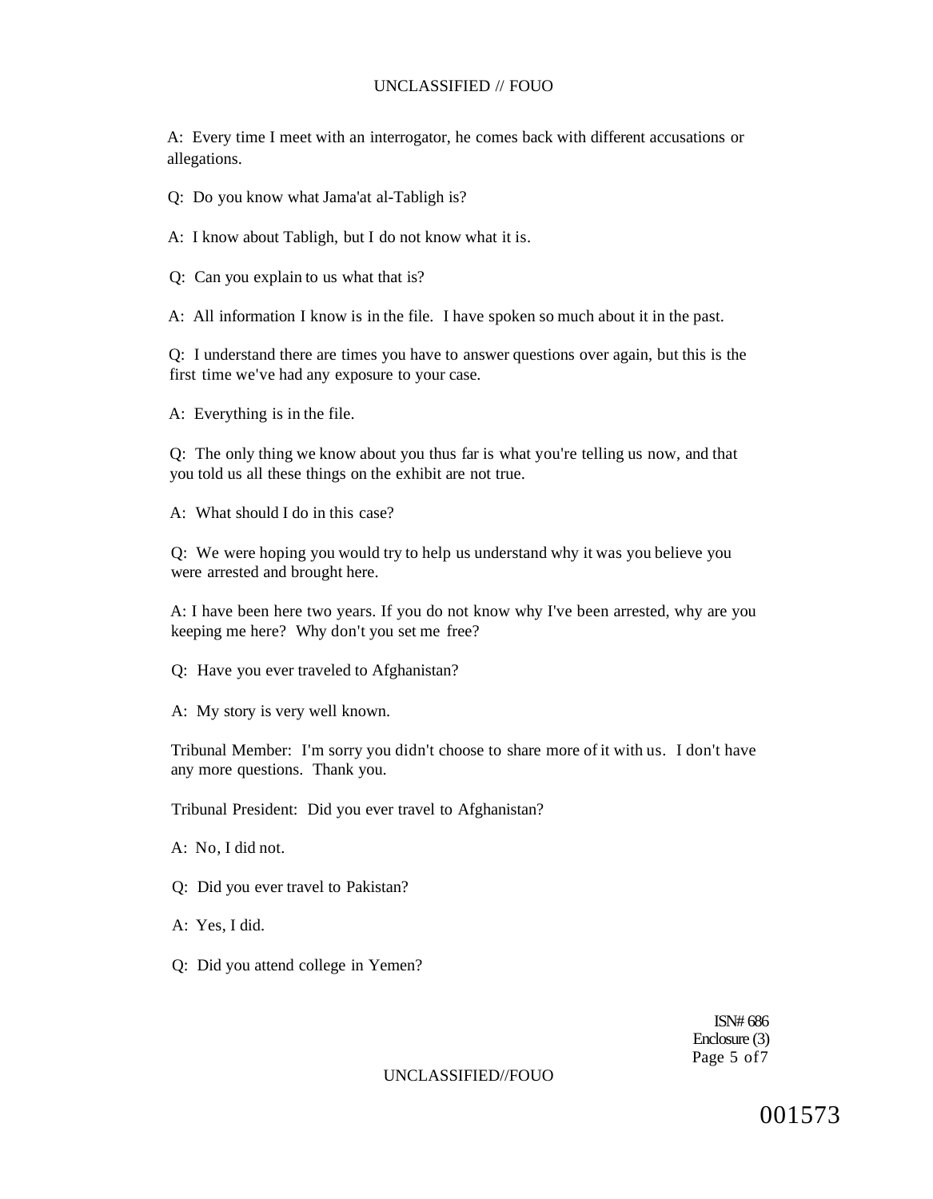A: Every time I meet with an interrogator, he comes back with different accusations or allegations.

Q: Do you know what Jama'at al-Tabligh is?

A: I know about Tabligh, but I do not know what it is.

Q: Can you explain to us what that is?

A: All information I know is in the file. I have spoken so much about it in the past.

Q: I understand there are times you have to answer questions over again, but this is the first time we've had any exposure to your case.

A: Everything is in the file.

Q: The only thing we know about you thus far is what you're telling us now, and that you told us all these things on the exhibit are not true.

A: What should I do in this case?

Q: We were hoping you would try to help us understand why it was you believe you were arrested and brought here.

A: I have been here two years. If you do not know why I've been arrested, why are you keeping me here? Why don't you set me free?

Q: Have you ever traveled to Afghanistan?

A: My story is very well known.

Tribunal Member: I'm sorry you didn't choose to share more of it with us. I don't have any more questions. Thank you.

Tribunal President: Did you ever travel to Afghanistan?

A: No, I did not.

Q: Did you ever travel to Pakistan?

A: Yes, I did.

Q: Did you attend college in Yemen?

ISN# 686
Enclosure (3)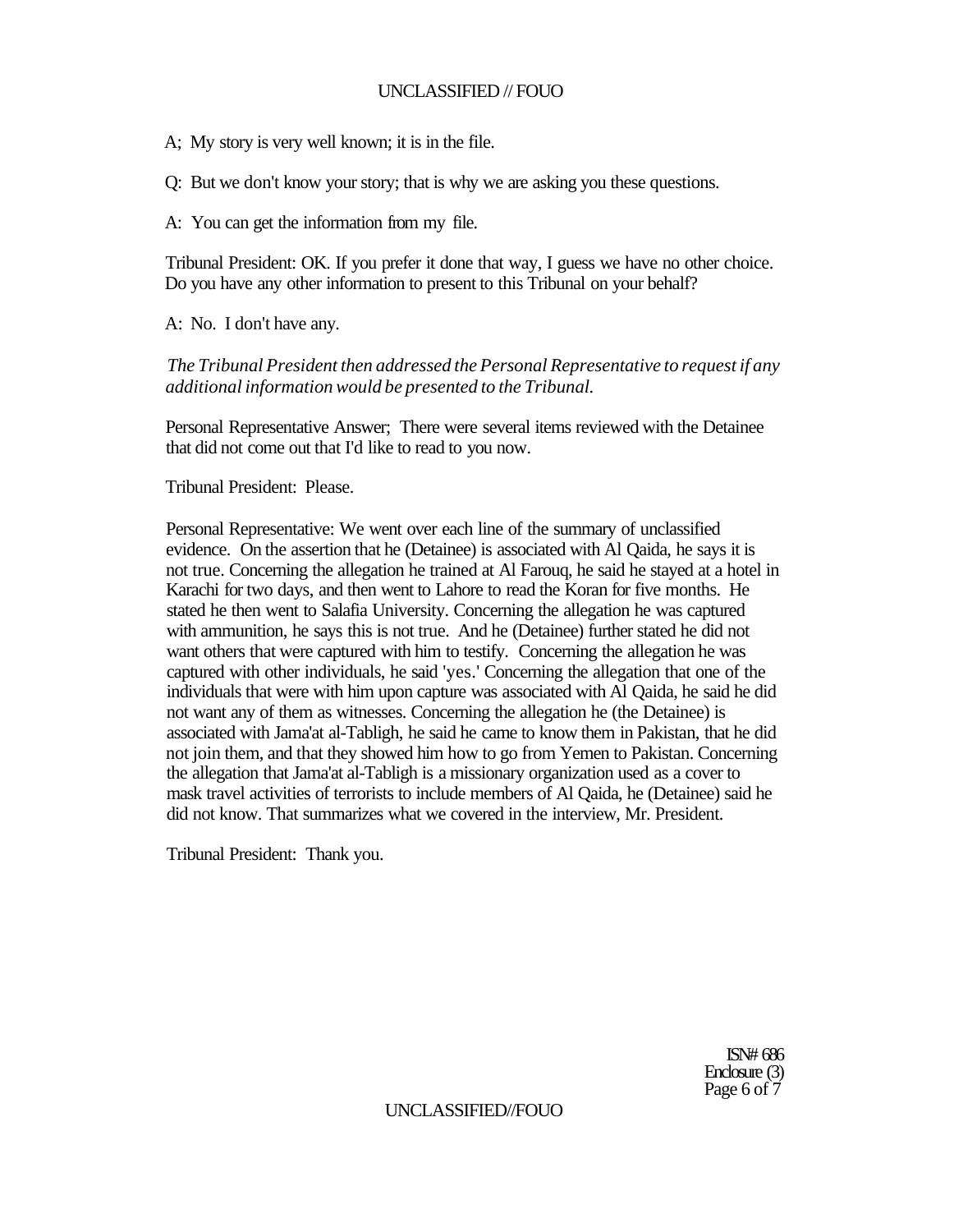A; My story is very well known; it is in the file.

Q: But we don't know your story; that is why we are asking you these questions.

A: You can get the information from my file.

Tribunal President: OK. If you prefer it done that way, I guess we have no other choice. Do you have any other information to present to this Tribunal on your behalf?

A: No. I don't have any.

*The Tribunal President then addressed the Personal Representative to request if any additional information would be presented to the Tribunal.*

Personal Representative Answer; There were several items reviewed with the Detainee that did not come out that I'd like to read to you now.

Tribunal President: Please.

Personal Representative: We went over each line of the summary of unclassified evidence. On the assertion that he (Detainee) is associated with Al Qaida, he says it is not true. Concerning the allegation he trained at Al Farouq, he said he stayed at a hotel in Karachi for two days, and then went to Lahore to read the Koran for five months. He stated he then went to Salafia University. Concerning the allegation he was captured with ammunition, he says this is not true. And he (Detainee) further stated he did not want others that were captured with him to testify. Concerning the allegation he was captured with other individuals, he said 'yes.' Concerning the allegation that one of the individuals that were with him upon capture was associated with Al Qaida, he said he did not want any of them as witnesses. Concerning the allegation he (the Detainee) is associated with Jama'at al-Tabligh, he said he came to know them in Pakistan, that he did not join them, and that they showed him how to go from Yemen to Pakistan. Concerning the allegation that Jama'at al-Tabligh is a missionary organization used as a cover to mask travel activities of terrorists to include members of Al Qaida, he (Detainee) said he did not know. That summarizes what we covered in the interview, Mr. President.

Tribunal President: Thank you.

ISN# 686
Enclosure (3)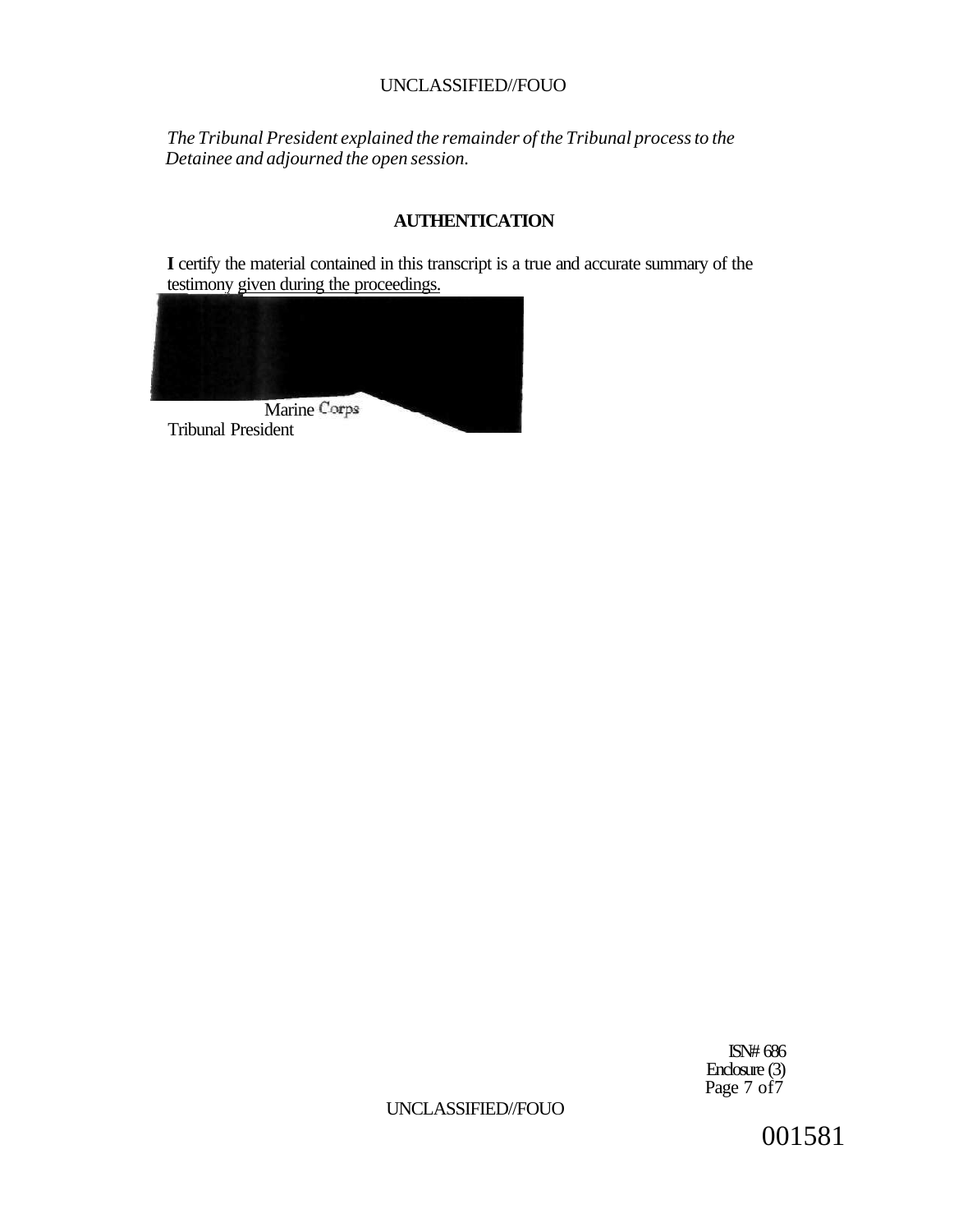*The Tribunal President explained the remainder of the Tribunal process to the Detainee and adjourned the open session.*

**AUTHENTICATION**

**I** certify the material contained in this transcript is a true and accurate summary of the testimony given during the proceedings.

Marine Corps
Tribunal President

ISN# 686
Enclosure (3)

001581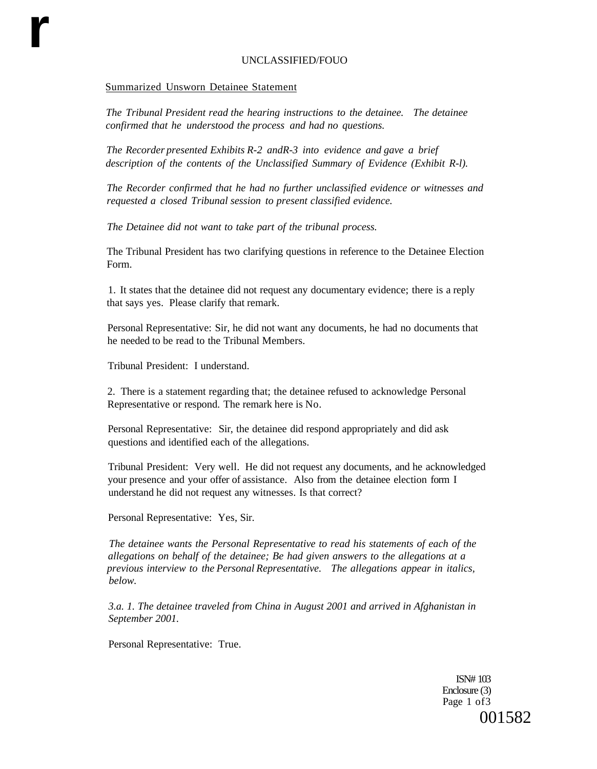UNCLASSIFIED/FOUO

Summarized Unsworn Detainee Statement

*The Tribunal President read the hearing instructions to the detainee. The detainee confirmed that he understood the process and had no questions.*

*The Recorder presented Exhibits R-2 andR-3 into evidence and gave a brief description of the contents of the Unclassified Summary of Evidence (Exhibit R-l).*

*The Recorder confirmed that he had no further unclassified evidence or witnesses and requested a closed Tribunal session to present classified evidence.*

*The Detainee did not want to take part of the tribunal process.*

The Tribunal President has two clarifying questions in reference to the Detainee Election Form.

1. It states that the detainee did not request any documentary evidence; there is a reply that says yes. Please clarify that remark.

Personal Representative: Sir, he did not want any documents, he had no documents that he needed to be read to the Tribunal Members.

Tribunal President: I understand.

2. There is a statement regarding that; the detainee refused to acknowledge Personal Representative or respond. The remark here is No.

Personal Representative: Sir, the detainee did respond appropriately and did ask questions and identified each of the allegations.

Tribunal President: Very well. He did not request any documents, and he acknowledged your presence and your offer of assistance. Also from the detainee election form I understand he did not request any witnesses. Is that correct?

Personal Representative: Yes, Sir.

*The detainee wants the Personal Representative to read his statements of each of the allegations on behalf of the detainee; Be had given answers to the allegations at a previous interview to the Personal Representative. The allegations appear in italics, below.*

*3.a. 1. The detainee traveled from China in August 2001 and arrived in Afghanistan in September 2001.*

Personal Representative: True.

ISN# 103
Enclosure (3)

001582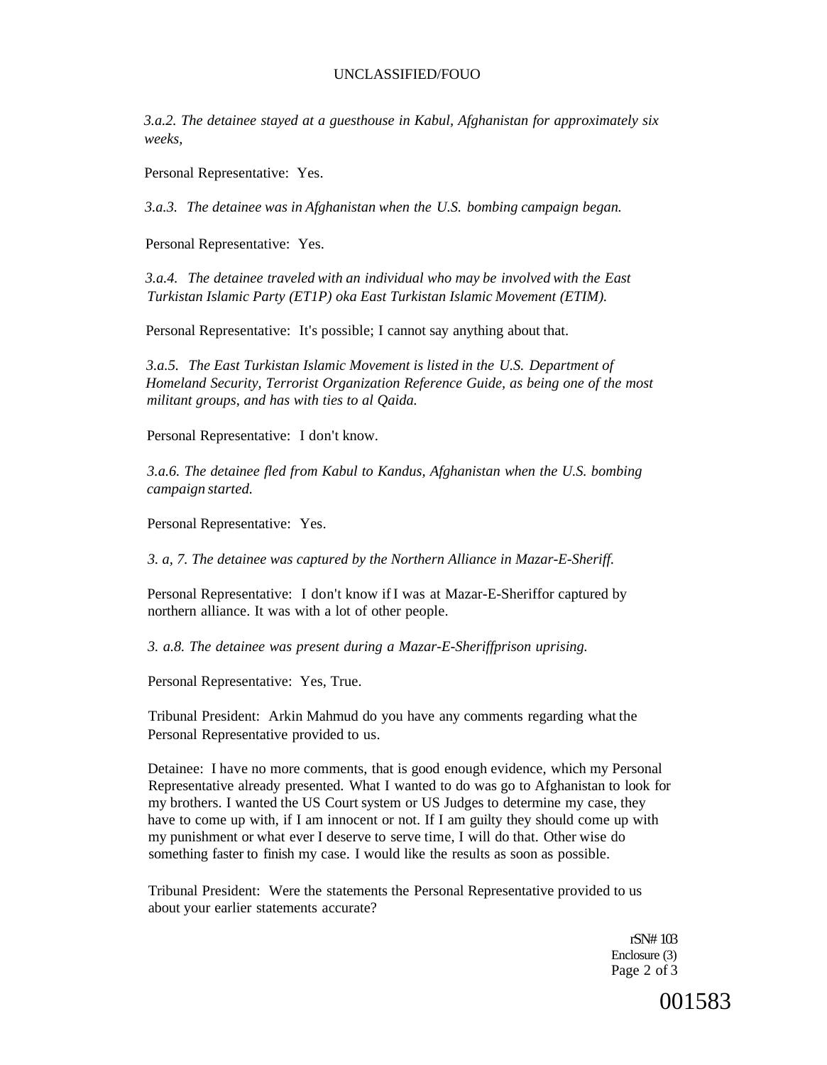*3.a.2. The detainee stayed at a guesthouse in Kabul, Afghanistan for approximately six weeks,*

Personal Representative: Yes.

*3.a.3. The detainee was in Afghanistan when the U.S. bombing campaign began.*

Personal Representative: Yes.

*3.a.4. The detainee traveled with an individual who may be involved with the East Turkistan Islamic Party (ET1P) oka East Turkistan Islamic Movement (ETIM).*

Personal Representative: It's possible; I cannot say anything about that.

*3.a.5. The East Turkistan Islamic Movement is listed in the U.S. Department of Homeland Security, Terrorist Organization Reference Guide, as being one of the most militant groups, and has with ties to al Qaida.*

Personal Representative: I don't know.

*3.a.6. The detainee fled from Kabul to Kandus, Afghanistan when the U.S. bombing campaign started.*

Personal Representative: Yes.

*3. a, 7. The detainee was captured by the Northern Alliance in Mazar-E-Sheriff.*

Personal Representative: I don't know if I was at Mazar-E-Sheriffor captured by northern alliance. It was with a lot of other people.

*3. a.8. The detainee was present during a Mazar-E-Sheriffprison uprising.*

Personal Representative: Yes, True.

Tribunal President: Arkin Mahmud do you have any comments regarding what the Personal Representative provided to us.

Detainee: I have no more comments, that is good enough evidence, which my Personal Representative already presented. What I wanted to do was go to Afghanistan to look for my brothers. I wanted the US Court system or US Judges to determine my case, they have to come up with, if I am innocent or not. If I am guilty they should come up with my punishment or what ever I deserve to serve time, I will do that. Other wise do something faster to finish my case. I would like the results as soon as possible.

Tribunal President: Were the statements the Personal Representative provided to us about your earlier statements accurate?

rSN# 103
Enclosure (3)

001583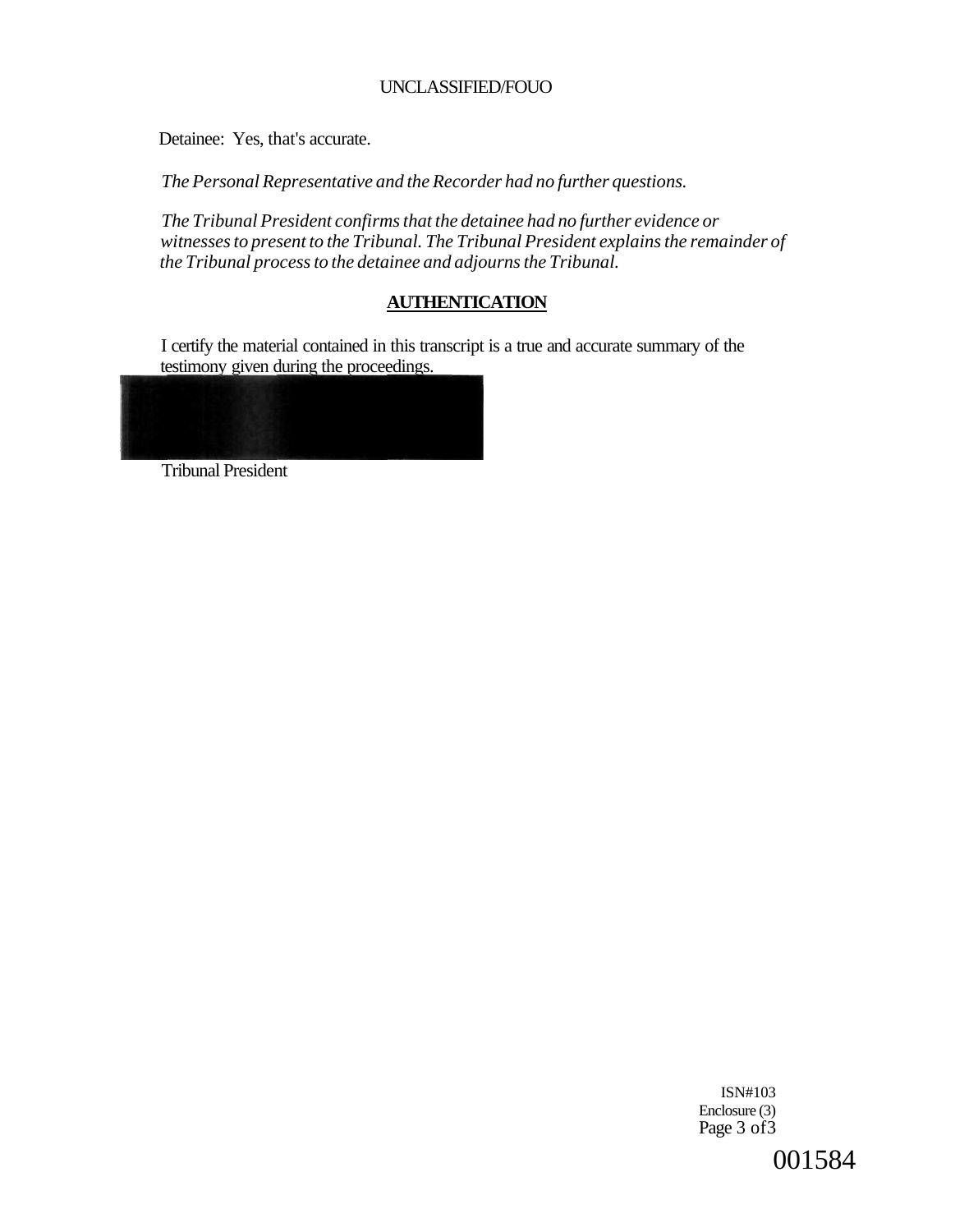Detainee: Yes, that's accurate.

*The Personal Representative and the Recorder had no further questions.*

*The Tribunal President confirms that the detainee had no further evidence or witnesses to present to the Tribunal. The Tribunal President explains the remainder of the Tribunal process to the detainee and adjourns the Tribunal.*

## **AUTHENTICATION**

I certify the material contained in this transcript is a true and accurate summary of the testimony given during the proceedings.

Tribunal President

ISN#103
Enclosure (3)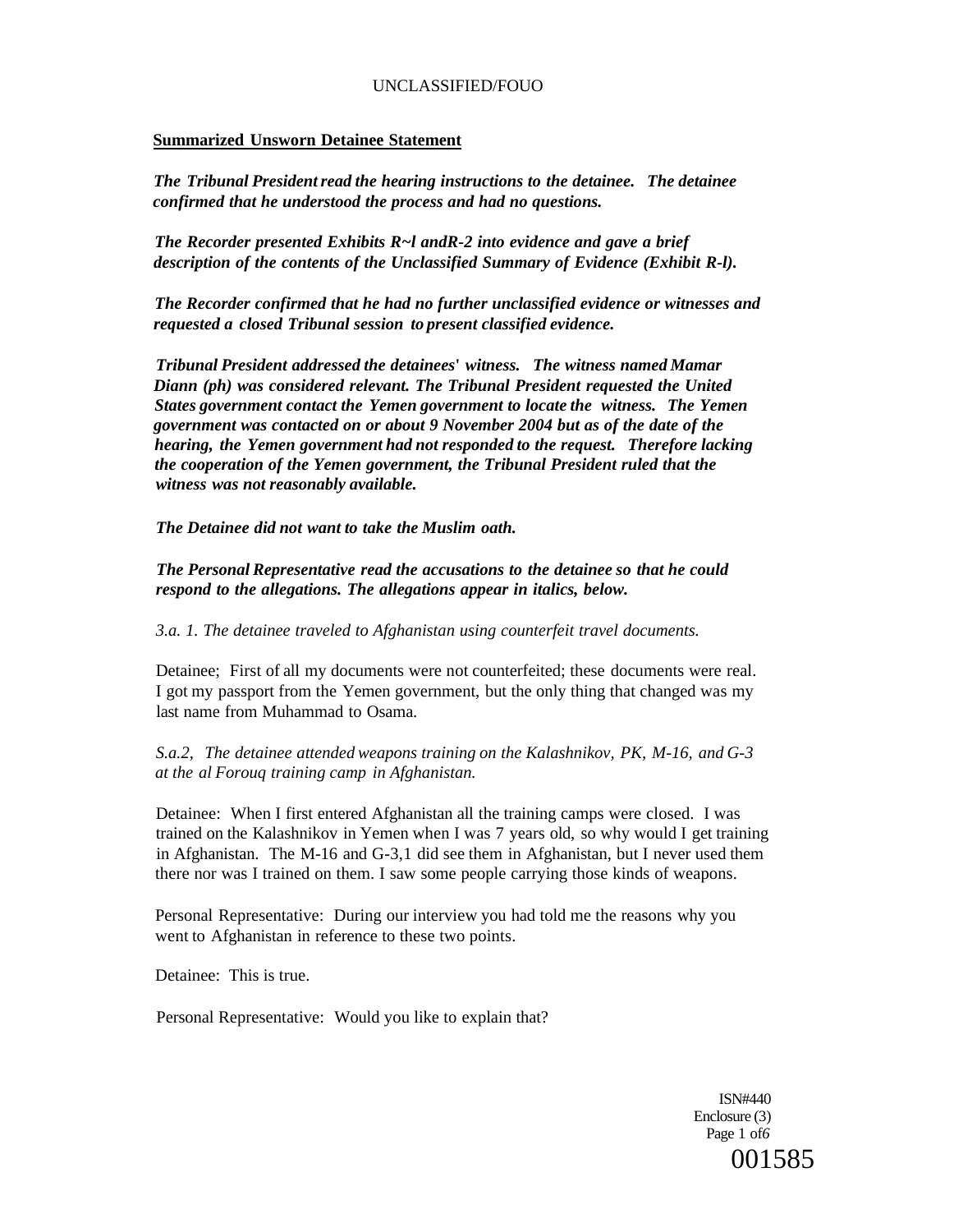UNCLASSIFIED/FOUO

**Summarized Unsworn Detainee Statement**

***The Tribunal President read the hearing instructions to the detainee. The detainee confirmed that he understood the process and had no questions.***

***The Recorder presented Exhibits R~l andR-2 into evidence and gave a brief description of the contents of the Unclassified Summary of Evidence (Exhibit R-l).***

***The Recorder confirmed that he had no further unclassified evidence or witnesses and requested a closed Tribunal session to present classified evidence.***

***Tribunal President addressed the detainees' witness. The witness named Mamar Diann (ph) was considered relevant. The Tribunal President requested the United States government contact the Yemen government to locate the witness. The Yemen government was contacted on or about 9 November 2004 but as of the date of the hearing, the Yemen government had not responded to the request. Therefore lacking the cooperation of the Yemen government, the Tribunal President ruled that the witness was not reasonably available.***

***The Detainee did not want to take the Muslim oath.***

***The Personal Representative read the accusations to the detainee so that he could respond to the allegations. The allegations appear in italics, below.***

*3.a. 1. The detainee traveled to Afghanistan using counterfeit travel documents.*

Detainee; First of all my documents were not counterfeited; these documents were real. I got my passport from the Yemen government, but the only thing that changed was my last name from Muhammad to Osama.

*S.a.2, The detainee attended weapons training on the Kalashnikov, PK, M-16, and G-3 at the al Forouq training camp in Afghanistan.*

Detainee: When I first entered Afghanistan all the training camps were closed. I was trained on the Kalashnikov in Yemen when I was 7 years old, so why would I get training in Afghanistan. The M-16 and G-3,1 did see them in Afghanistan, but I never used them there nor was I trained on them. I saw some people carrying those kinds of weapons.

Personal Representative: During our interview you had told me the reasons why you went to Afghanistan in reference to these two points.

Detainee: This is true.

Personal Representative: Would you like to explain that?

ISN#440
Enclosure (3)

001585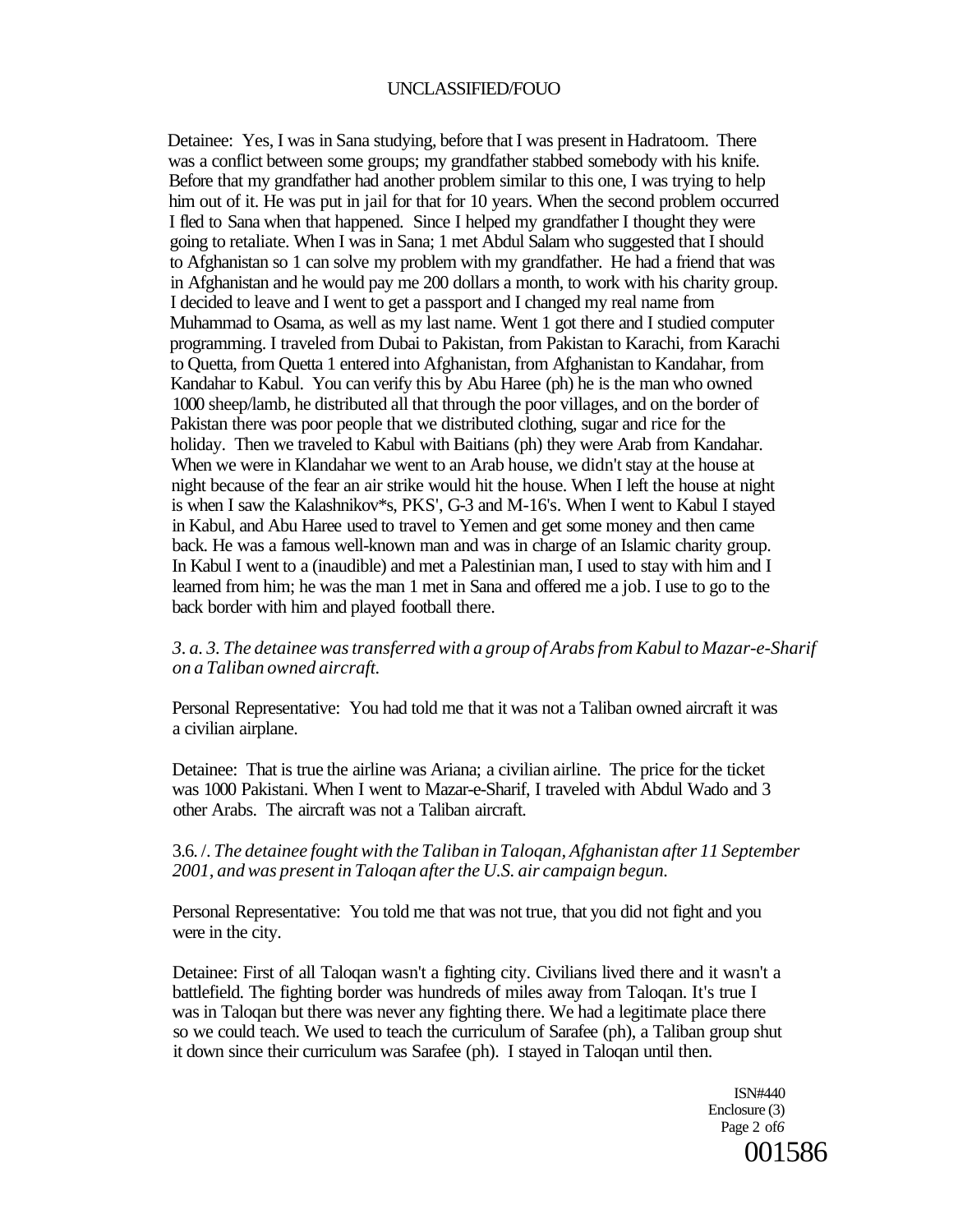Detainee: Yes, I was in Sana studying, before that I was present in Hadratoom. There was a conflict between some groups; my grandfather stabbed somebody with his knife. Before that my grandfather had another problem similar to this one, I was trying to help him out of it. He was put in jail for that for 10 years. When the second problem occurred I fled to Sana when that happened. Since I helped my grandfather I thought they were going to retaliate. When I was in Sana; 1 met Abdul Salam who suggested that I should to Afghanistan so 1 can solve my problem with my grandfather. He had a friend that was in Afghanistan and he would pay me 200 dollars a month, to work with his charity group. I decided to leave and I went to get a passport and I changed my real name from Muhammad to Osama, as well as my last name. Went 1 got there and I studied computer programming. I traveled from Dubai to Pakistan, from Pakistan to Karachi, from Karachi to Quetta, from Quetta 1 entered into Afghanistan, from Afghanistan to Kandahar, from Kandahar to Kabul. You can verify this by Abu Haree (ph) he is the man who owned 1000 sheep/lamb, he distributed all that through the poor villages, and on the border of Pakistan there was poor people that we distributed clothing, sugar and rice for the holiday. Then we traveled to Kabul with Baitians (ph) they were Arab from Kandahar. When we were in Klandahar we went to an Arab house, we didn't stay at the house at night because of the fear an air strike would hit the house. When I left the house at night is when I saw the Kalashnikov*s, PKS', G-3 and M-16's. When I went to Kabul I stayed in Kabul, and Abu Haree used to travel to Yemen and get some money and then came back. He was a famous well-known man and was in charge of an Islamic charity group. In Kabul I went to a (inaudible) and met a Palestinian man, I used to stay with him and I learned from him; he was the man 1 met in Sana and offered me a job. I use to go to the back border with him and played football there.

*3. a. 3. The detainee was transferred with a group of Arabs from Kabul to Mazar-e-Sharif on a Taliban owned aircraft.*

Personal Representative: You had told me that it was not a Taliban owned aircraft it was a civilian airplane.

Detainee: That is true the airline was Ariana; a civilian airline. The price for the ticket was 1000 Pakistani. When I went to Mazar-e-Sharif, I traveled with Abdul Wado and 3 other Arabs. The aircraft was not a Taliban aircraft.

3.6. /. *The detainee fought with the Taliban in Taloqan, Afghanistan after 11 September 2001, and was present in Taloqan after the U.S. air campaign begun.*

Personal Representative: You told me that was not true, that you did not fight and you were in the city.

Detainee: First of all Taloqan wasn't a fighting city. Civilians lived there and it wasn't a battlefield. The fighting border was hundreds of miles away from Taloqan. It's true I was in Taloqan but there was never any fighting there. We had a legitimate place there so we could teach. We used to teach the curriculum of Sarafee (ph), a Taliban group shut it down since their curriculum was Sarafee (ph). I stayed in Taloqan until then.

ISN#440
Enclosure (3)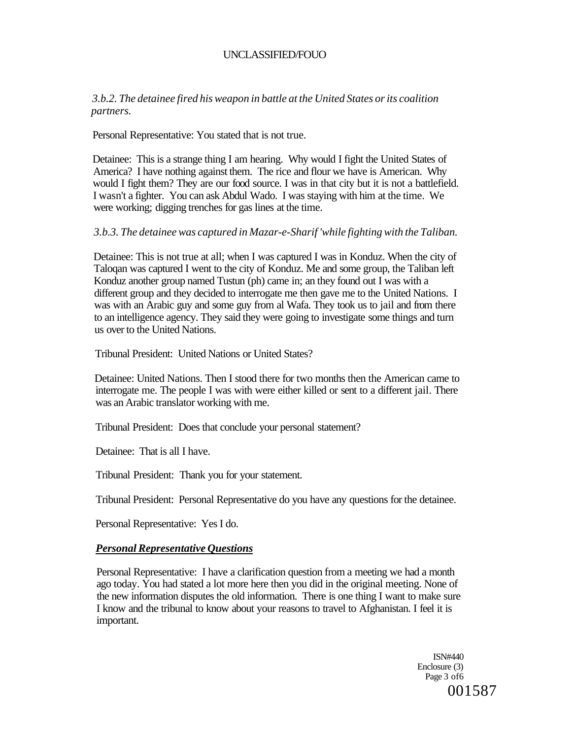*3.b.2. The detainee fired his weapon in battle at the United States or its coalition partners.*

Personal Representative: You stated that is not true.

Detainee: This is a strange thing I am hearing. Why would I fight the United States of America? I have nothing against them. The rice and flour we have is American. Why would I fight them? They are our food source. I was in that city but it is not a battlefield. I wasn't a fighter. You can ask Abdul Wado. I was staying with him at the time. We were working; digging trenches for gas lines at the time.

*3.b.3. The detainee was captured in Mazar-e-Sharif 'while fighting with the Taliban.*

Detainee: This is not true at all; when I was captured I was in Konduz. When the city of Taloqan was captured I went to the city of Konduz. Me and some group, the Taliban left Konduz another group named Tustun (ph) came in; an they found out I was with a different group and they decided to interrogate me then gave me to the United Nations. I was with an Arabic guy and some guy from al Wafa. They took us to jail and from there to an intelligence agency. They said they were going to investigate some things and turn us over to the United Nations.

Tribunal President: United Nations or United States?

Detainee: United Nations. Then I stood there for two months then the American came to interrogate me. The people I was with were either killed or sent to a different jail. There was an Arabic translator working with me.

Tribunal President: Does that conclude your personal statement?

Detainee: That is all I have.

Tribunal President: Thank you for your statement.

Tribunal President: Personal Representative do you have any questions for the detainee.

Personal Representative: Yes I do.

***Personal Representative Questions***

Personal Representative: I have a clarification question from a meeting we had a month ago today. You had stated a lot more here then you did in the original meeting. None of the new information disputes the old information. There is one thing I want to make sure I know and the tribunal to know about your reasons to travel to Afghanistan. I feel it is important.

ISN#440
Enclosure (3)
001587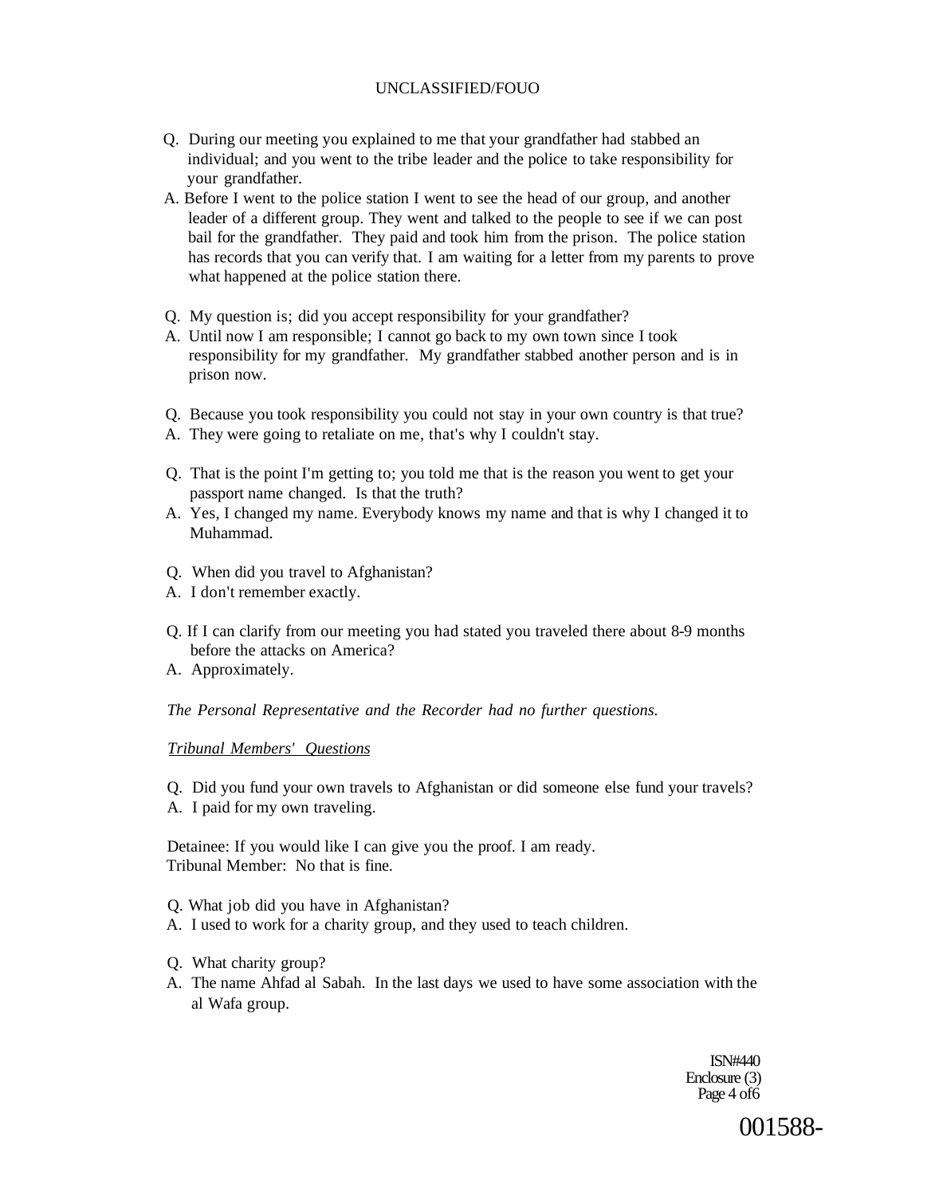Q. During our meeting you explained to me that your grandfather had stabbed an individual; and you went to the tribe leader and the police to take responsibility for your grandfather.

A. Before I went to the police station I went to see the head of our group, and another leader of a different group. They went and talked to the people to see if we can post bail for the grandfather. They paid and took him from the prison. The police station has records that you can verify that. I am waiting for a letter from my parents to prove what happened at the police station there.

Q. My question is; did you accept responsibility for your grandfather?

A. Until now I am responsible; I cannot go back to my own town since I took responsibility for my grandfather. My grandfather stabbed another person and is in prison now.

Q. Because you took responsibility you could not stay in your own country is that true?

A. They were going to retaliate on me, that's why I couldn't stay.

Q. That is the point I'm getting to; you told me that is the reason you went to get your passport name changed. Is that the truth?

A. Yes, I changed my name. Everybody knows my name and that is why I changed it to Muhammad.

Q. When did you travel to Afghanistan?

A. I don't remember exactly.

Q. If I can clarify from our meeting you had stated you traveled there about 8-9 months before the attacks on America?

A. Approximately.

*The Personal Representative and the Recorder had no further questions.*

*Tribunal Members' Questions*

Q. Did you fund your own travels to Afghanistan or did someone else fund your travels?

A. I paid for my own traveling.

Detainee: If you would like I can give you the proof. I am ready.
Tribunal Member: No that is fine.

Q. What job did you have in Afghanistan?

A. I used to work for a charity group, and they used to teach children.

Q. What charity group?

A. The name Ahfad al Sabah. In the last days we used to have some association with the al Wafa group.

ISN#440
Enclosure (3)

001588-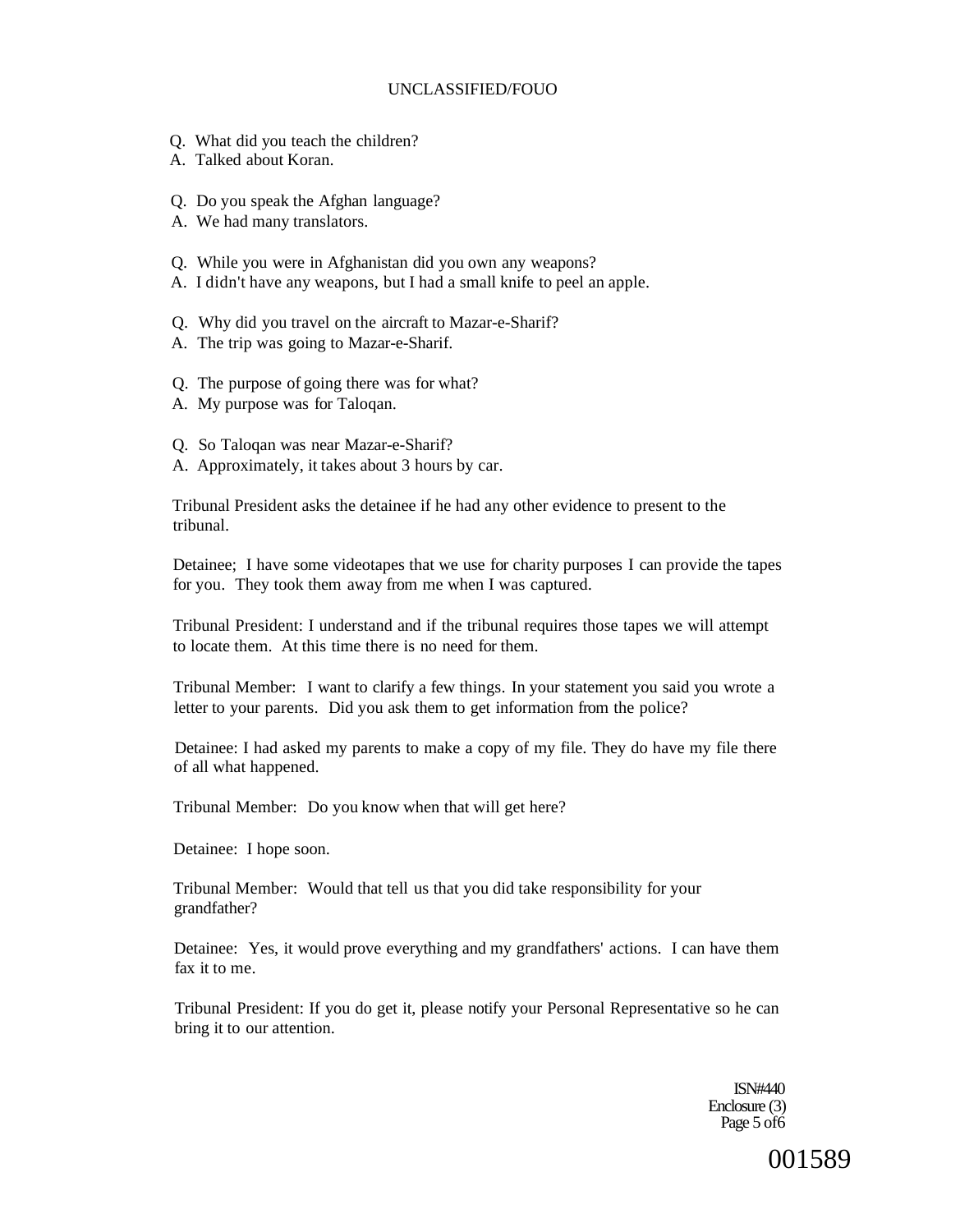Q. What did you teach the children?
A. Talked about Koran.

Q. Do you speak the Afghan language?
A. We had many translators.

Q. While you were in Afghanistan did you own any weapons?
A. I didn't have any weapons, but I had a small knife to peel an apple.

Q. Why did you travel on the aircraft to Mazar-e-Sharif?
A. The trip was going to Mazar-e-Sharif.

Q. The purpose of going there was for what?
A. My purpose was for Taloqan.

Q. So Taloqan was near Mazar-e-Sharif?
A. Approximately, it takes about 3 hours by car.

Tribunal President asks the detainee if he had any other evidence to present to the tribunal.

Detainee; I have some videotapes that we use for charity purposes I can provide the tapes for you. They took them away from me when I was captured.

Tribunal President: I understand and if the tribunal requires those tapes we will attempt to locate them. At this time there is no need for them.

Tribunal Member: I want to clarify a few things. In your statement you said you wrote a letter to your parents. Did you ask them to get information from the police?

Detainee: I had asked my parents to make a copy of my file. They do have my file there of all what happened.

Tribunal Member: Do you know when that will get here?

Detainee: I hope soon.

Tribunal Member: Would that tell us that you did take responsibility for your grandfather?

Detainee: Yes, it would prove everything and my grandfathers' actions. I can have them fax it to me.

Tribunal President: If you do get it, please notify your Personal Representative so he can bring it to our attention.

ISN#440
Enclosure (3)
Page 5 of 6

001589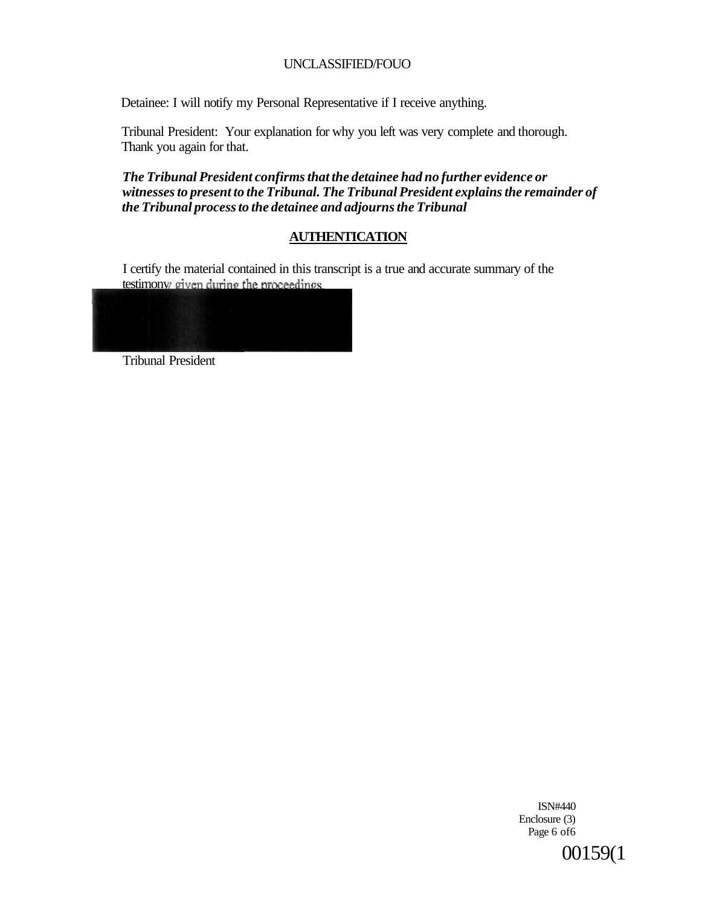Detainee: I will notify my Personal Representative if I receive anything.

Tribunal President: Your explanation for why you left was very complete and thorough. Thank you again for that.

***The Tribunal President confirms that the detainee had no further evidence or witnesses to present to the Tribunal. The Tribunal President explains the remainder of the Tribunal process to the detainee and adjourns the Tribunal***

## AUTHENTICATION

I certify the material contained in this transcript is a true and accurate summary of the testimony given during the proceedings.

Tribunal President

ISN#440
Enclosure (3)
Page 6 of6

00159(1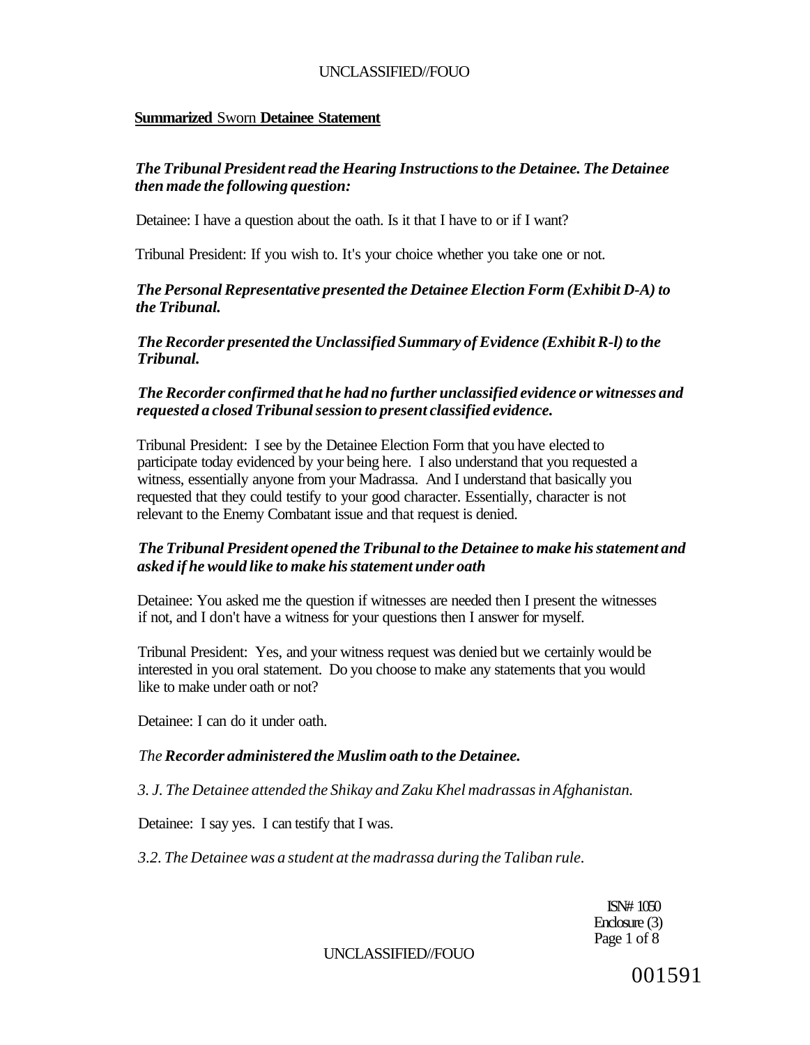**Summarized** Sworn **Detainee Statement**

***The Tribunal President read the Hearing Instructions to the Detainee. The Detainee then made the following question:***

Detainee: I have a question about the oath. Is it that I have to or if I want?

Tribunal President: If you wish to. It's your choice whether you take one or not.

***The Personal Representative presented the Detainee Election Form (Exhibit D-A) to the Tribunal.***

***The Recorder presented the Unclassified Summary of Evidence (Exhibit R-l) to the Tribunal.***

***The Recorder confirmed that he had no further unclassified evidence or witnesses and requested a closed Tribunal session to present classified evidence.***

Tribunal President: I see by the Detainee Election Form that you have elected to participate today evidenced by your being here. I also understand that you requested a witness, essentially anyone from your Madrassa. And I understand that basically you requested that they could testify to your good character. Essentially, character is not relevant to the Enemy Combatant issue and that request is denied.

***The Tribunal President opened the Tribunal to the Detainee to make his statement and asked if he would like to make his statement under oath***

Detainee: You asked me the question if witnesses are needed then I present the witnesses if not, and I don't have a witness for your questions then I answer for myself.

Tribunal President: Yes, and your witness request was denied but we certainly would be interested in you oral statement. Do you choose to make any statements that you would like to make under oath or not?

Detainee: I can do it under oath.

*The* ***Recorder administered the Muslim oath to the Detainee.***

*3. J. The Detainee attended the Shikay and Zaku Khel madrassas in Afghanistan.*

Detainee: I say yes. I can testify that I was.

*3.2. The Detainee was a student at the madrassa during the Taliban rule.*

ISN# 1050
Enclosure (3)

001591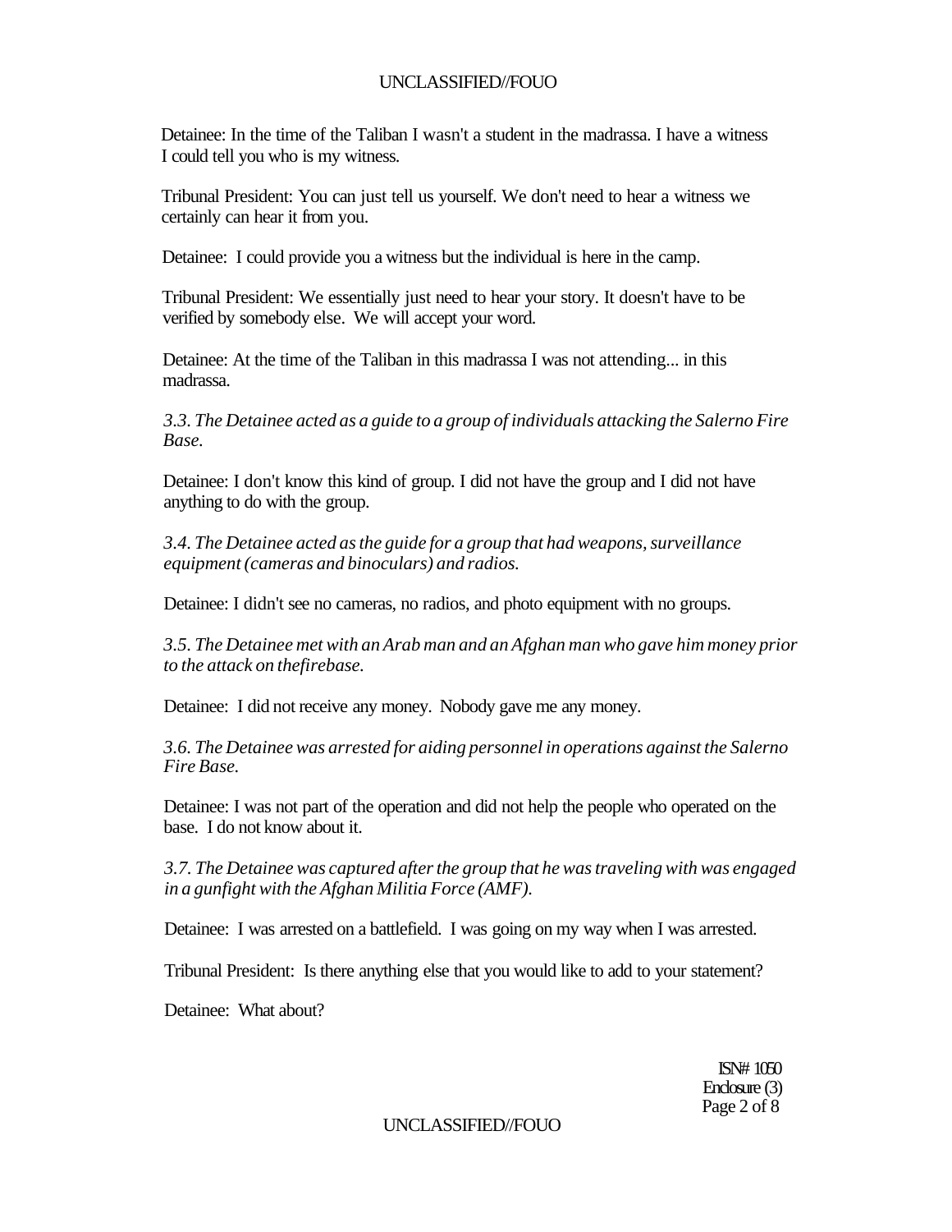Detainee: In the time of the Taliban I wasn't a student in the madrassa. I have a witness I could tell you who is my witness.

Tribunal President: You can just tell us yourself. We don't need to hear a witness we certainly can hear it from you.

Detainee: I could provide you a witness but the individual is here in the camp.

Tribunal President: We essentially just need to hear your story. It doesn't have to be verified by somebody else. We will accept your word.

Detainee: At the time of the Taliban in this madrassa I was not attending... in this madrassa.

*3.3. The Detainee acted as a guide to a group of individuals attacking the Salerno Fire Base.*

Detainee: I don't know this kind of group. I did not have the group and I did not have anything to do with the group.

*3.4. The Detainee acted as the guide for a group that had weapons, surveillance equipment (cameras and binoculars) and radios.*

Detainee: I didn't see no cameras, no radios, and photo equipment with no groups.

*3.5. The Detainee met with an Arab man and an Afghan man who gave him money prior to the attack on thefirebase.*

Detainee: I did not receive any money. Nobody gave me any money.

*3.6. The Detainee was arrested for aiding personnel in operations against the Salerno Fire Base.*

Detainee: I was not part of the operation and did not help the people who operated on the base. I do not know about it.

*3.7. The Detainee was captured after the group that he was traveling with was engaged in a gunfight with the Afghan Militia Force (AMF).*

Detainee: I was arrested on a battlefield. I was going on my way when I was arrested.

Tribunal President: Is there anything else that you would like to add to your statement?

Detainee: What about?

ISN# 1050
Enclosure (3)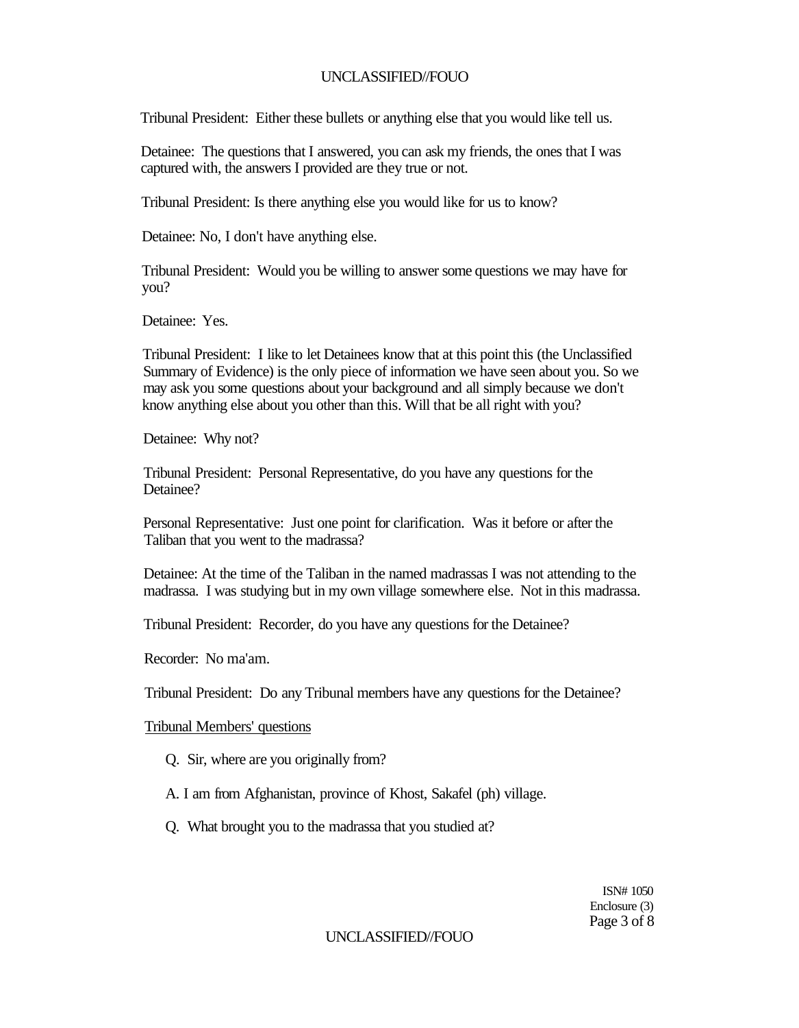Tribunal President: Either these bullets or anything else that you would like tell us.

Detainee: The questions that I answered, you can ask my friends, the ones that I was captured with, the answers I provided are they true or not.

Tribunal President: Is there anything else you would like for us to know?

Detainee: No, I don't have anything else.

Tribunal President: Would you be willing to answer some questions we may have for you?

Detainee: Yes.

Tribunal President: I like to let Detainees know that at this point this (the Unclassified Summary of Evidence) is the only piece of information we have seen about you. So we may ask you some questions about your background and all simply because we don't know anything else about you other than this. Will that be all right with you?

Detainee: Why not?

Tribunal President: Personal Representative, do you have any questions for the Detainee?

Personal Representative: Just one point for clarification. Was it before or after the Taliban that you went to the madrassa?

Detainee: At the time of the Taliban in the named madrassas I was not attending to the madrassa. I was studying but in my own village somewhere else. Not in this madrassa.

Tribunal President: Recorder, do you have any questions for the Detainee?

Recorder: No ma'am.

Tribunal President: Do any Tribunal members have any questions for the Detainee?

Tribunal Members' questions

Q. Sir, where are you originally from?

A. I am from Afghanistan, province of Khost, Sakafel (ph) village.

Q. What brought you to the madrassa that you studied at?

ISN# 1050
Enclosure (3)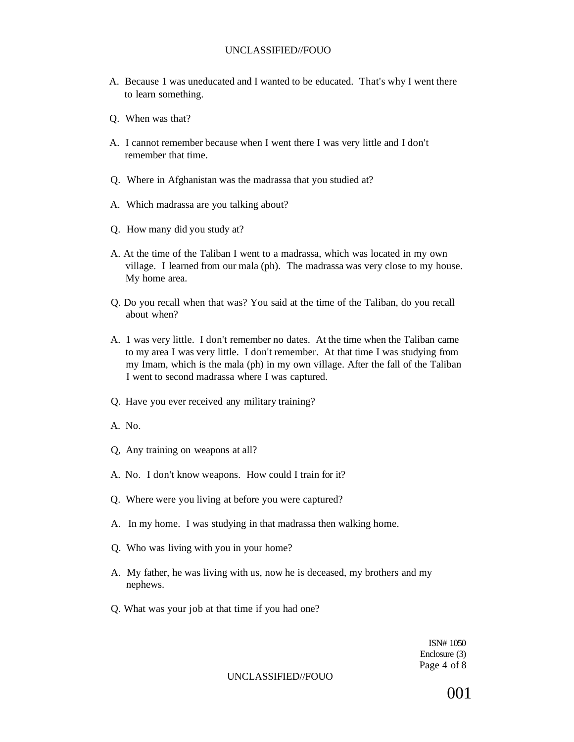A. Because 1 was uneducated and I wanted to be educated. That's why I went there to learn something.

Q. When was that?

A. I cannot remember because when I went there I was very little and I don't remember that time.

Q. Where in Afghanistan was the madrassa that you studied at?

A. Which madrassa are you talking about?

Q. How many did you study at?

A. At the time of the Taliban I went to a madrassa, which was located in my own village. I learned from our mala (ph). The madrassa was very close to my house. My home area.

Q. Do you recall when that was? You said at the time of the Taliban, do you recall about when?

A. 1 was very little. I don't remember no dates. At the time when the Taliban came to my area I was very little. I don't remember. At that time I was studying from my Imam, which is the mala (ph) in my own village. After the fall of the Taliban I went to second madrassa where I was captured.

Q. Have you ever received any military training?

A. No.

Q, Any training on weapons at all?

A. No. I don't know weapons. How could I train for it?

Q. Where were you living at before you were captured?

A. In my home. I was studying in that madrassa then walking home.

Q. Who was living with you in your home?

A. My father, he was living with us, now he is deceased, my brothers and my nephews.

Q. What was your job at that time if you had one?

ISN# 1050
Enclosure (3)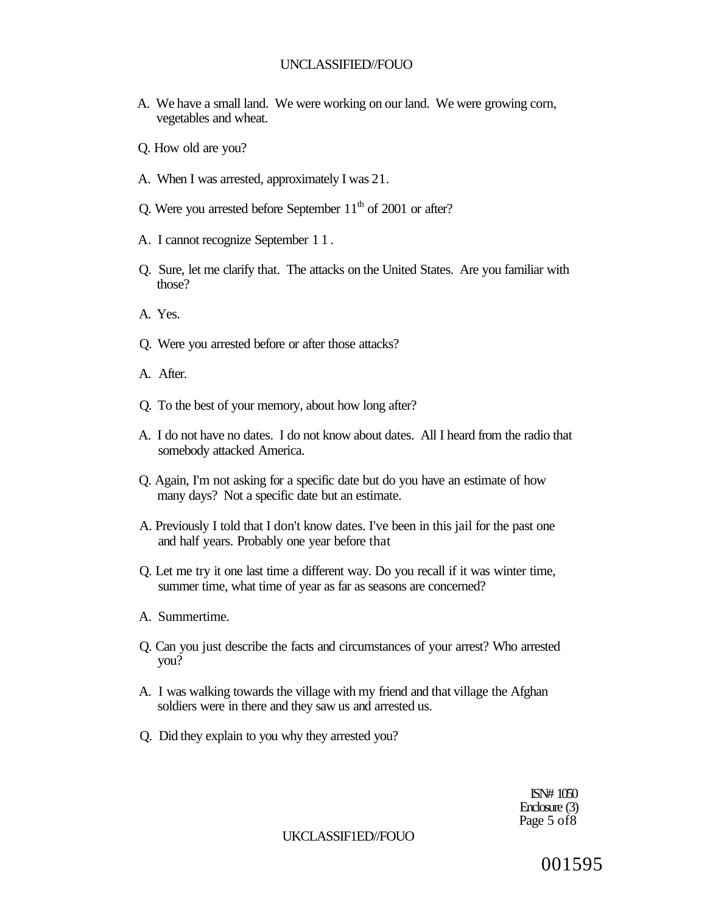A. We have a small land. We were working on our land. We were growing corn, vegetables and wheat.

Q. How old are you?

A. When I was arrested, approximately I was 21.

Q. Were you arrested before September 11th of 2001 or after?

A. I cannot recognize September 1 1 .

Q. Sure, let me clarify that. The attacks on the United States. Are you familiar with those?

A. Yes.

Q. Were you arrested before or after those attacks?

A. After.

Q. To the best of your memory, about how long after?

A. I do not have no dates. I do not know about dates. All I heard from the radio that somebody attacked America.

Q. Again, I'm not asking for a specific date but do you have an estimate of how many days? Not a specific date but an estimate.

A. Previously I told that I don't know dates. I've been in this jail for the past one and half years. Probably one year before that

Q. Let me try it one last time a different way. Do you recall if it was winter time, summer time, what time of year as far as seasons are concerned?

A. Summertime.

Q. Can you just describe the facts and circumstances of your arrest? Who arrested you?

A. I was walking towards the village with my friend and that village the Afghan soldiers were in there and they saw us and arrested us.

Q. Did they explain to you why they arrested you?

ISN# 1050
Enclosure (3)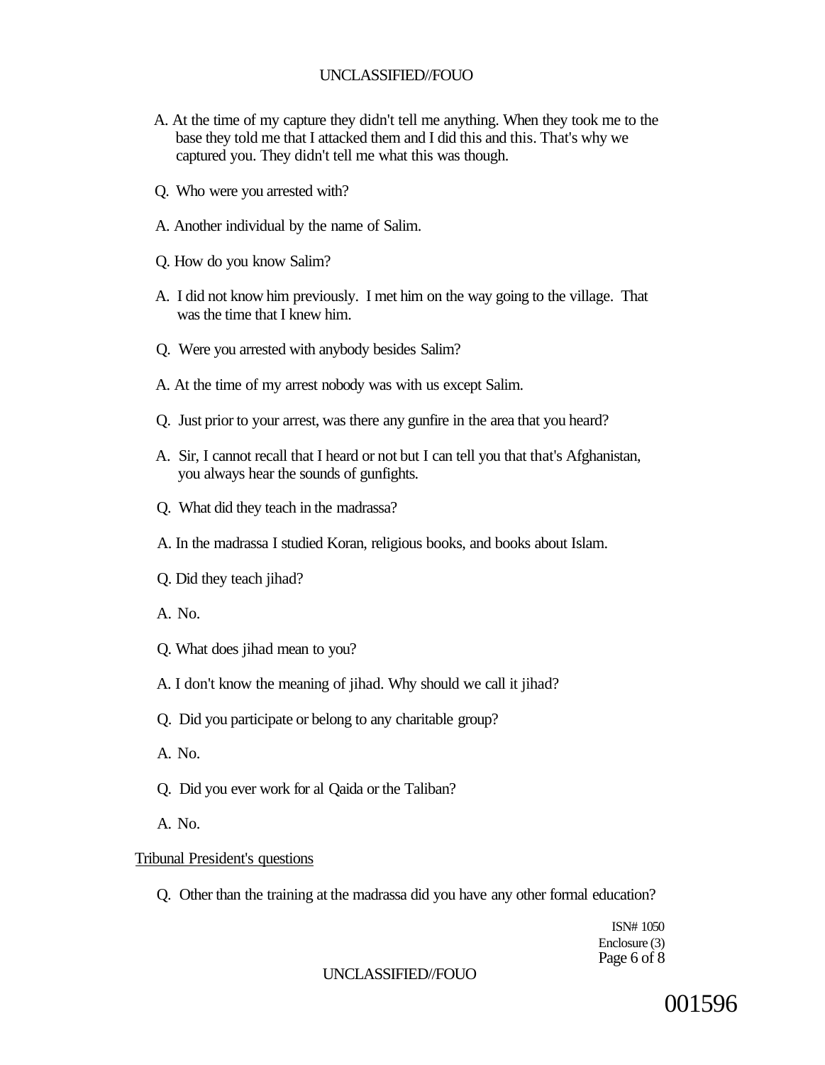A. At the time of my capture they didn't tell me anything. When they took me to the base they told me that I attacked them and I did this and this. That's why we captured you. They didn't tell me what this was though.

Q. Who were you arrested with?

A. Another individual by the name of Salim.

Q. How do you know Salim?

A. I did not know him previously. I met him on the way going to the village. That was the time that I knew him.

Q. Were you arrested with anybody besides Salim?

A. At the time of my arrest nobody was with us except Salim.

Q. Just prior to your arrest, was there any gunfire in the area that you heard?

A. Sir, I cannot recall that I heard or not but I can tell you that that's Afghanistan, you always hear the sounds of gunfights.

Q. What did they teach in the madrassa?

A. In the madrassa I studied Koran, religious books, and books about Islam.

Q. Did they teach jihad?

A. No.

Q. What does jihad mean to you?

A. I don't know the meaning of jihad. Why should we call it jihad?

Q. Did you participate or belong to any charitable group?

A. No.

Q. Did you ever work for al Qaida or the Taliban?

A. No.

<u>Tribunal President's questions</u>

Q. Other than the training at the madrassa did you have any other formal education?

ISN# 1050
Enclosure (3)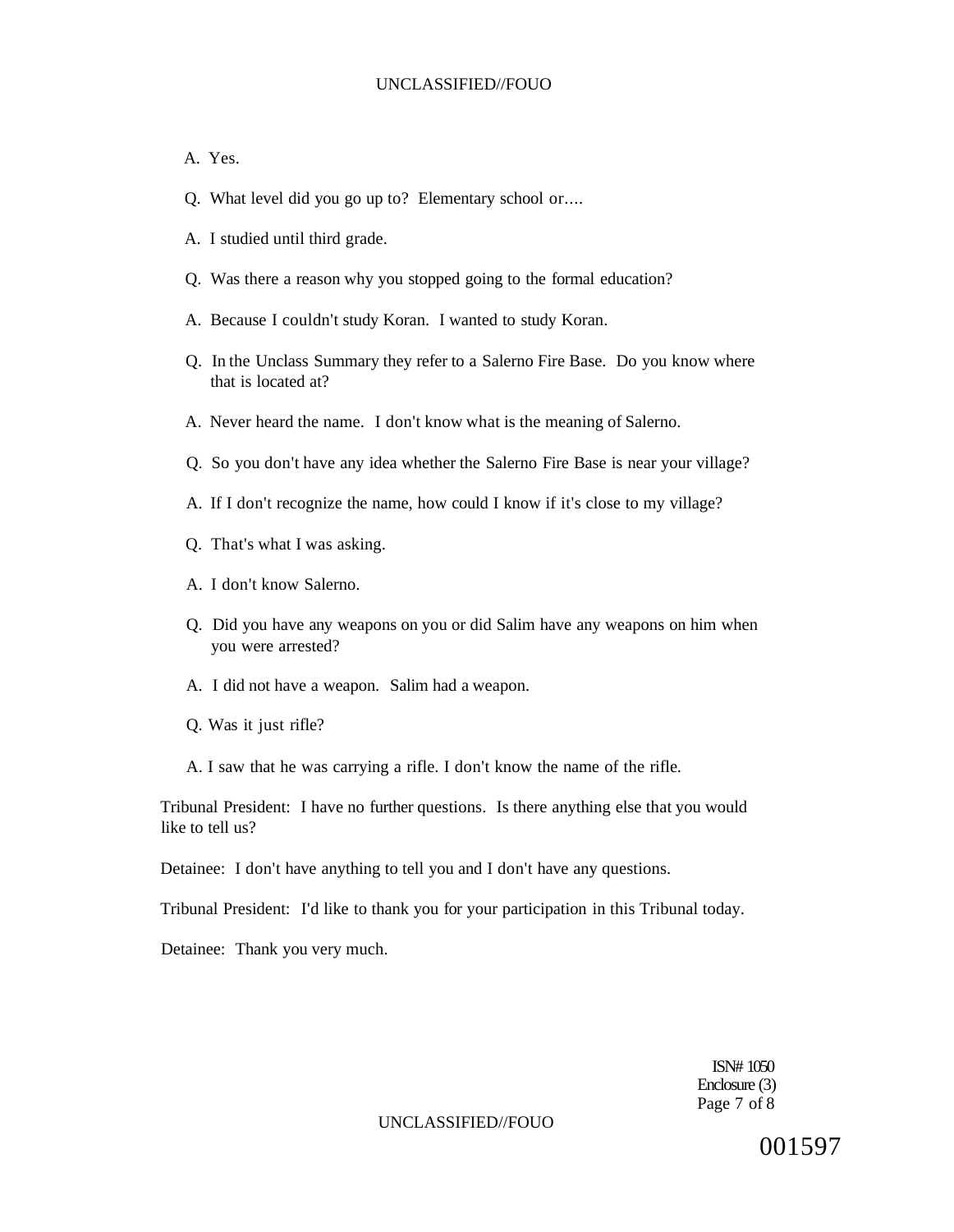A. Yes.

Q. What level did you go up to? Elementary school or….

A. I studied until third grade.

Q. Was there a reason why you stopped going to the formal education?

A. Because I couldn't study Koran. I wanted to study Koran.

Q. In the Unclass Summary they refer to a Salerno Fire Base. Do you know where that is located at?

A. Never heard the name. I don't know what is the meaning of Salerno.

Q. So you don't have any idea whether the Salerno Fire Base is near your village?

A. If I don't recognize the name, how could I know if it's close to my village?

Q. That's what I was asking.

A. I don't know Salerno.

Q. Did you have any weapons on you or did Salim have any weapons on him when you were arrested?

A. I did not have a weapon. Salim had a weapon.

Q. Was it just rifle?

A. I saw that he was carrying a rifle. I don't know the name of the rifle.

Tribunal President: I have no further questions. Is there anything else that you would like to tell us?

Detainee: I don't have anything to tell you and I don't have any questions.

Tribunal President: I'd like to thank you for your participation in this Tribunal today.

Detainee: Thank you very much.

ISN# 1050
Enclosure (3)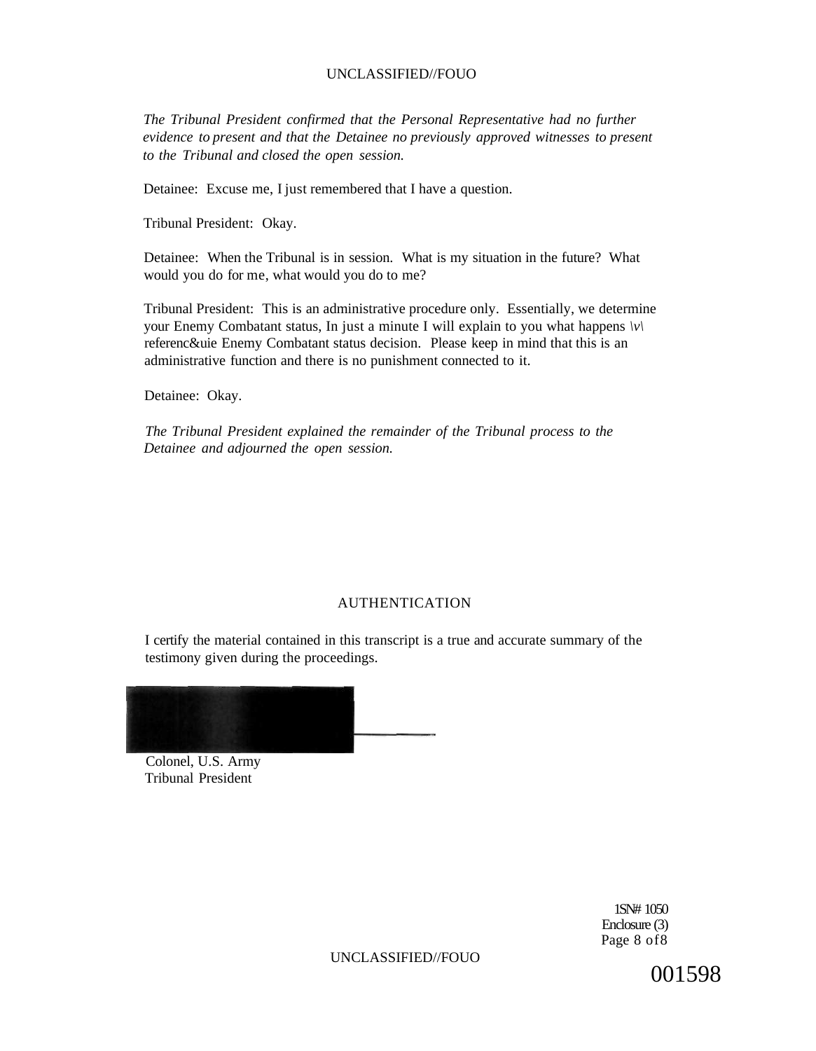*The Tribunal President confirmed that the Personal Representative had no further evidence to present and that the Detainee no previously approved witnesses to present to the Tribunal and closed the open session.*

Detainee: Excuse me, I just remembered that I have a question.

Tribunal President: Okay.

Detainee: When the Tribunal is in session. What is my situation in the future? What would you do for me, what would you do to me?

Tribunal President: This is an administrative procedure only. Essentially, we determine your Enemy Combatant status, In just a minute I will explain to you what happens \v\ referenc&uie Enemy Combatant status decision. Please keep in mind that this is an administrative function and there is no punishment connected to it.

Detainee: Okay.

*The Tribunal President explained the remainder of the Tribunal process to the Detainee and adjourned the open session.*

## AUTHENTICATION

I certify the material contained in this transcript is a true and accurate summary of the testimony given during the proceedings.

Colonel, U.S. Army
Tribunal President

1SN# 1050
Enclosure (3)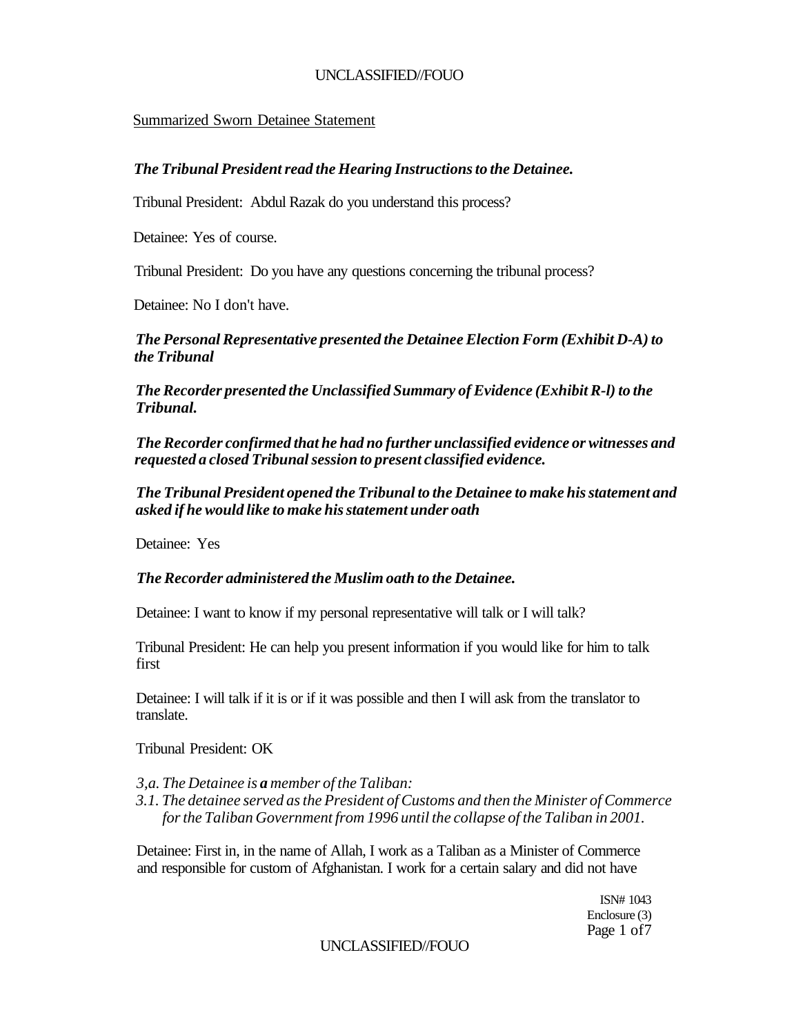Summarized Sworn Detainee Statement

***The Tribunal President read the Hearing Instructions to the Detainee.***

Tribunal President: Abdul Razak do you understand this process?

Detainee: Yes of course.

Tribunal President: Do you have any questions concerning the tribunal process?

Detainee: No I don't have.

***The Personal Representative presented the Detainee Election Form (Exhibit D-A) to the Tribunal***

***The Recorder presented the Unclassified Summary of Evidence (Exhibit R-l) to the Tribunal.***

***The Recorder confirmed that he had no further unclassified evidence or witnesses and requested a closed Tribunal session to present classified evidence.***

***The Tribunal President opened the Tribunal to the Detainee to make his statement and asked if he would like to make his statement under oath***

Detainee: Yes

***The Recorder administered the Muslim oath to the Detainee.***

Detainee: I want to know if my personal representative will talk or I will talk?

Tribunal President: He can help you present information if you would like for him to talk first

Detainee: I will talk if it is or if it was possible and then I will ask from the translator to translate.

Tribunal President: OK

*3,a. The Detainee is **a** member of the Taliban:*
*3.1. The detainee served as the President of Customs and then the Minister of Commerce for the Taliban Government from 1996 until the collapse of the Taliban in 2001.*

Detainee: First in, in the name of Allah, I work as a Taliban as a Minister of Commerce and responsible for custom of Afghanistan. I work for a certain salary and did not have

ISN# 1043
Enclosure (3)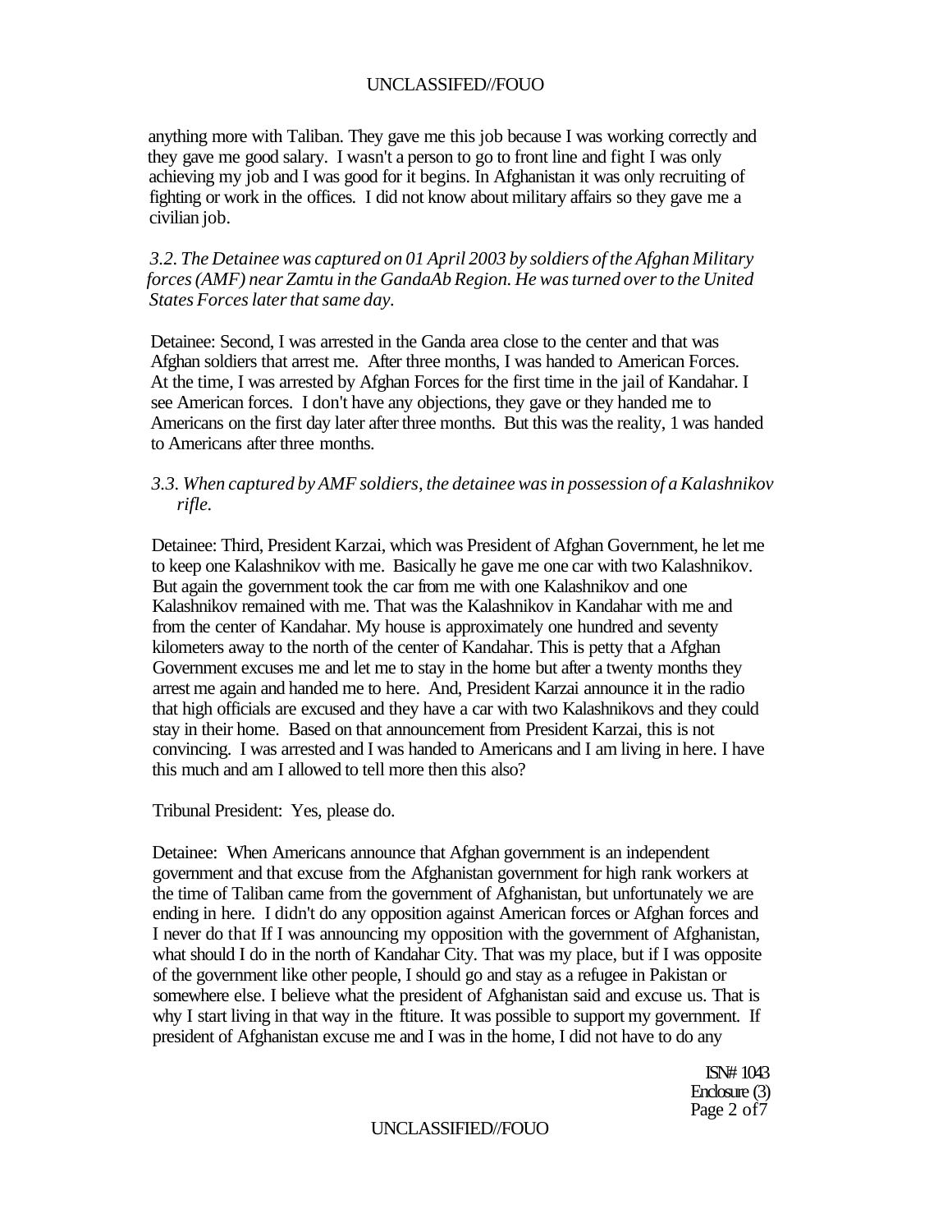anything more with Taliban. They gave me this job because I was working correctly and they gave me good salary. I wasn't a person to go to front line and fight I was only achieving my job and I was good for it begins. In Afghanistan it was only recruiting of fighting or work in the offices. I did not know about military affairs so they gave me a civilian job.

*3.2. The Detainee was captured on 01 April 2003 by soldiers of the Afghan Military forces (AMF) near Zamtu in the GandaAb Region. He was turned over to the United States Forces later that same day.*

Detainee: Second, I was arrested in the Ganda area close to the center and that was Afghan soldiers that arrest me. After three months, I was handed to American Forces. At the time, I was arrested by Afghan Forces for the first time in the jail of Kandahar. I see American forces. I don't have any objections, they gave or they handed me to Americans on the first day later after three months. But this was the reality, 1 was handed to Americans after three months.

*3.3. When captured by AMF soldiers, the detainee was in possession of a Kalashnikov rifle.*

Detainee: Third, President Karzai, which was President of Afghan Government, he let me to keep one Kalashnikov with me. Basically he gave me one car with two Kalashnikov. But again the government took the car from me with one Kalashnikov and one Kalashnikov remained with me. That was the Kalashnikov in Kandahar with me and from the center of Kandahar. My house is approximately one hundred and seventy kilometers away to the north of the center of Kandahar. This is petty that a Afghan Government excuses me and let me to stay in the home but after a twenty months they arrest me again and handed me to here. And, President Karzai announce it in the radio that high officials are excused and they have a car with two Kalashnikovs and they could stay in their home. Based on that announcement from President Karzai, this is not convincing. I was arrested and I was handed to Americans and I am living in here. I have this much and am I allowed to tell more then this also?

Tribunal President: Yes, please do.

Detainee: When Americans announce that Afghan government is an independent government and that excuse from the Afghanistan government for high rank workers at the time of Taliban came from the government of Afghanistan, but unfortunately we are ending in here. I didn't do any opposition against American forces or Afghan forces and I never do that If I was announcing my opposition with the government of Afghanistan, what should I do in the north of Kandahar City. That was my place, but if I was opposite of the government like other people, I should go and stay as a refugee in Pakistan or somewhere else. I believe what the president of Afghanistan said and excuse us. That is why I start living in that way in the ftiture. It was possible to support my government. If president of Afghanistan excuse me and I was in the home, I did not have to do any

ISN# 1043
Enclosure (3)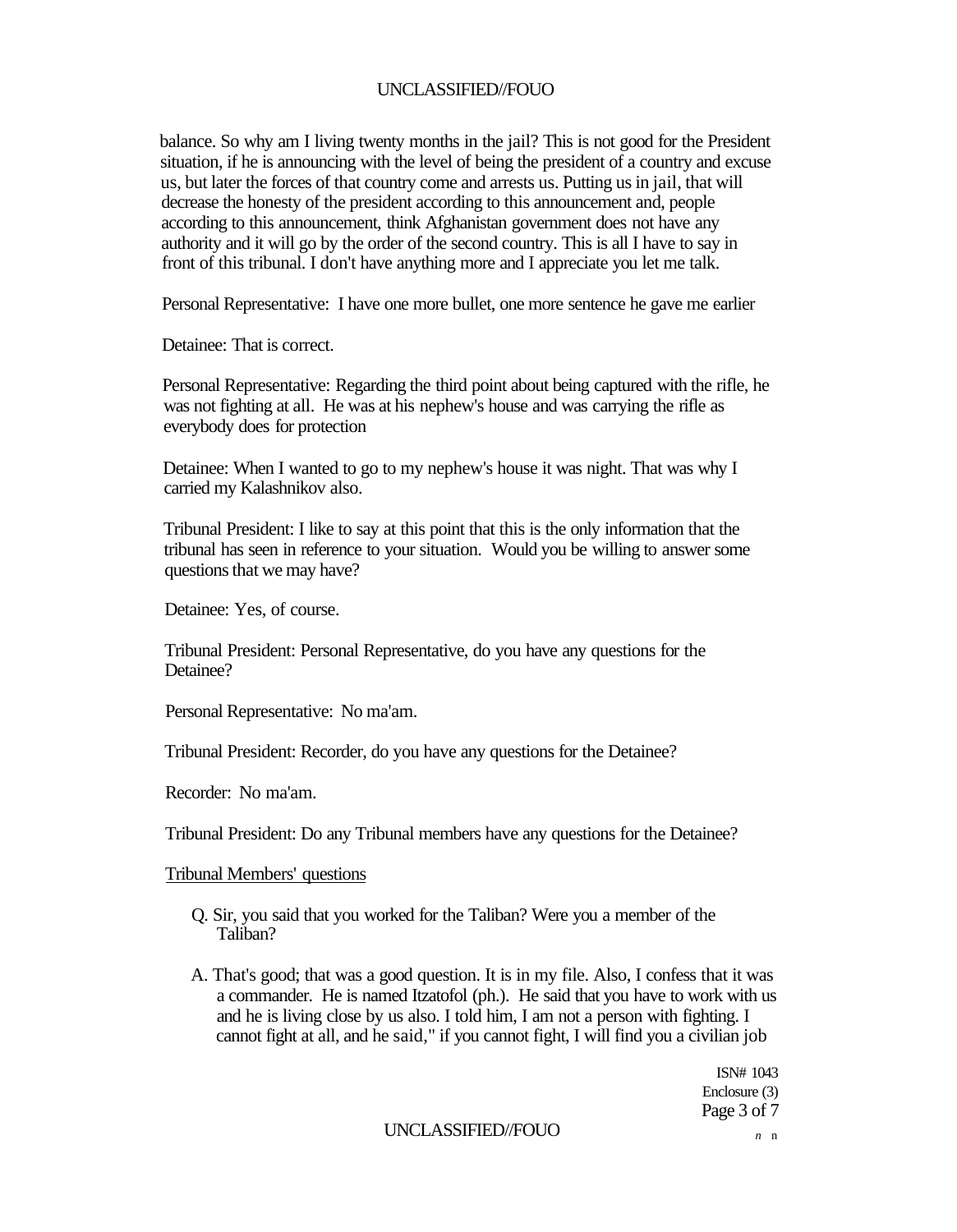balance. So why am I living twenty months in the jail? This is not good for the President situation, if he is announcing with the level of being the president of a country and excuse us, but later the forces of that country come and arrests us. Putting us in jail, that will decrease the honesty of the president according to this announcement and, people according to this announcement, think Afghanistan government does not have any authority and it will go by the order of the second country. This is all I have to say in front of this tribunal. I don't have anything more and I appreciate you let me talk.

Personal Representative: I have one more bullet, one more sentence he gave me earlier

Detainee: That is correct.

Personal Representative: Regarding the third point about being captured with the rifle, he was not fighting at all. He was at his nephew's house and was carrying the rifle as everybody does for protection

Detainee: When I wanted to go to my nephew's house it was night. That was why I carried my Kalashnikov also.

Tribunal President: I like to say at this point that this is the only information that the tribunal has seen in reference to your situation. Would you be willing to answer some questions that we may have?

Detainee: Yes, of course.

Tribunal President: Personal Representative, do you have any questions for the Detainee?

Personal Representative: No ma'am.

Tribunal President: Recorder, do you have any questions for the Detainee?

Recorder: No ma'am.

Tribunal President: Do any Tribunal members have any questions for the Detainee?

Tribunal Members' questions

Q. Sir, you said that you worked for the Taliban? Were you a member of the Taliban?

A. That's good; that was a good question. It is in my file. Also, I confess that it was a commander. He is named Itzatofol (ph.). He said that you have to work with us and he is living close by us also. I told him, I am not a person with fighting. I cannot fight at all, and he said," if you cannot fight, I will find you a civilian job

ISN# 1043
Enclosure (3)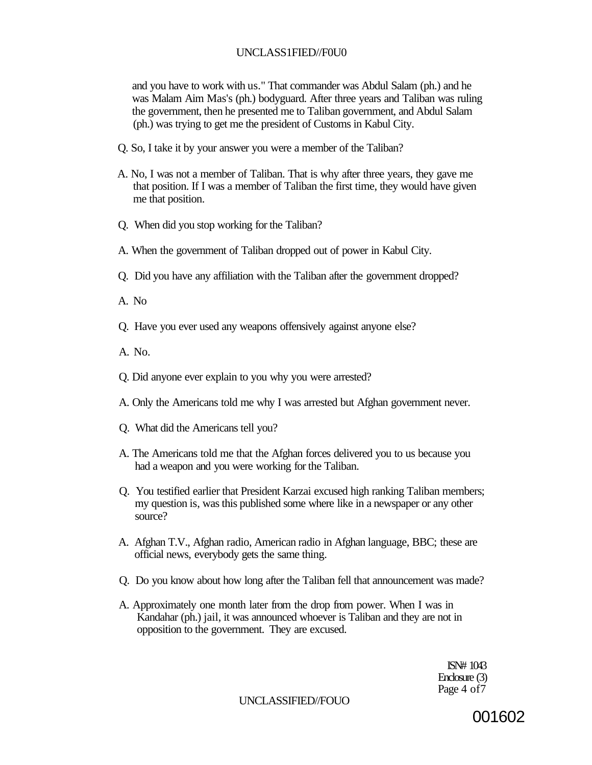and you have to work with us." That commander was Abdul Salam (ph.) and he was Malam Aim Mas's (ph.) bodyguard. After three years and Taliban was ruling the government, then he presented me to Taliban government, and Abdul Salam (ph.) was trying to get me the president of Customs in Kabul City.

Q. So, I take it by your answer you were a member of the Taliban?

A. No, I was not a member of Taliban. That is why after three years, they gave me that position. If I was a member of Taliban the first time, they would have given me that position.

Q. When did you stop working for the Taliban?

A. When the government of Taliban dropped out of power in Kabul City.

Q. Did you have any affiliation with the Taliban after the government dropped?

A. No

Q. Have you ever used any weapons offensively against anyone else?

A. No.

Q. Did anyone ever explain to you why you were arrested?

A. Only the Americans told me why I was arrested but Afghan government never.

Q. What did the Americans tell you?

A. The Americans told me that the Afghan forces delivered you to us because you had a weapon and you were working for the Taliban.

Q. You testified earlier that President Karzai excused high ranking Taliban members; my question is, was this published some where like in a newspaper or any other source?

A. Afghan T.V., Afghan radio, American radio in Afghan language, BBC; these are official news, everybody gets the same thing.

Q. Do you know about how long after the Taliban fell that announcement was made?

A. Approximately one month later from the drop from power. When I was in Kandahar (ph.) jail, it was announced whoever is Taliban and they are not in opposition to the government. They are excused.

ISN# 1043
Enclosure (3)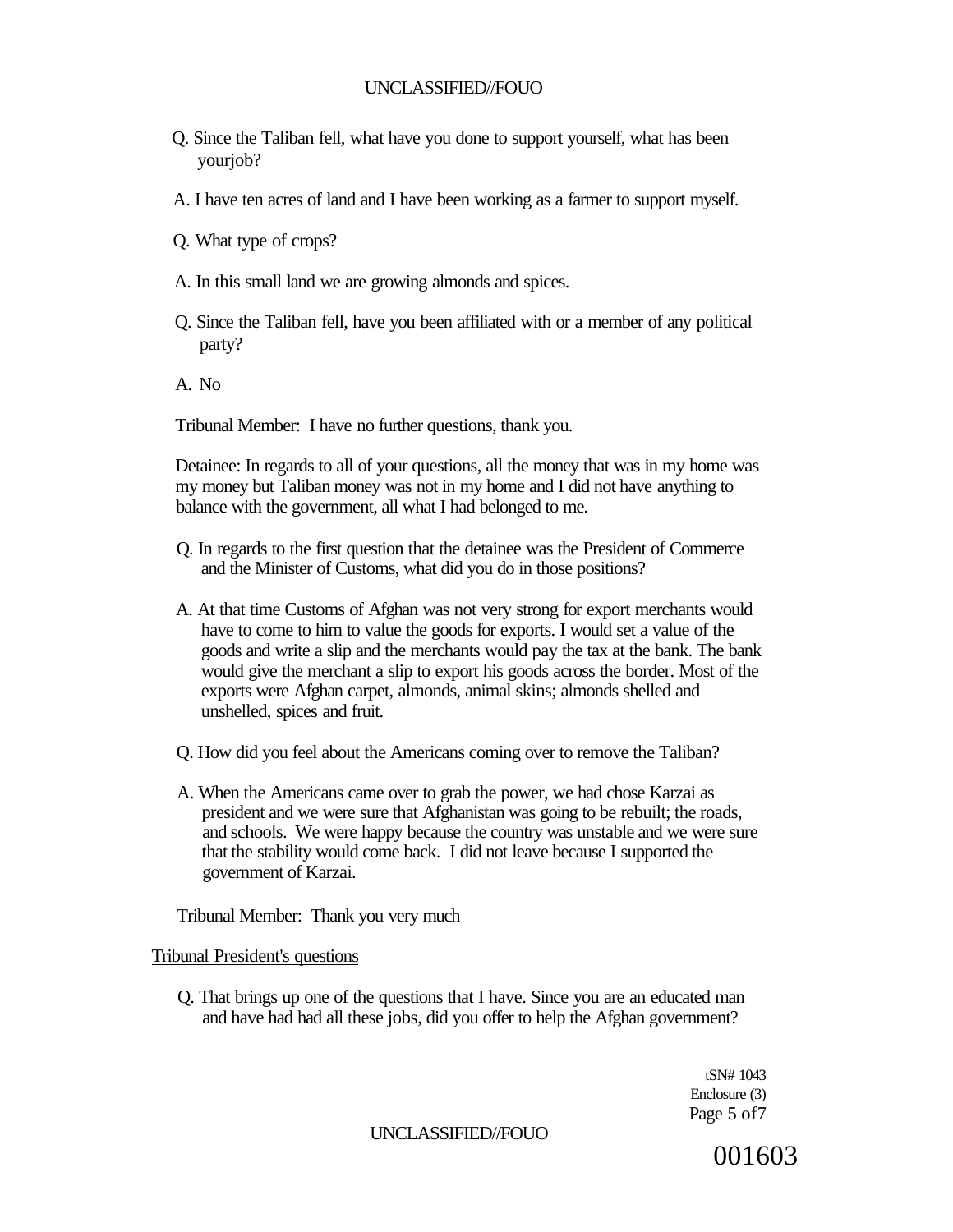Q. Since the Taliban fell, what have you done to support yourself, what has been yourjob?

A. I have ten acres of land and I have been working as a farmer to support myself.

Q. What type of crops?

A. In this small land we are growing almonds and spices.

Q. Since the Taliban fell, have you been affiliated with or a member of any political party?

A. No

Tribunal Member: I have no further questions, thank you.

Detainee: In regards to all of your questions, all the money that was in my home was my money but Taliban money was not in my home and I did not have anything to balance with the government, all what I had belonged to me.

Q. In regards to the first question that the detainee was the President of Commerce and the Minister of Customs, what did you do in those positions?

A. At that time Customs of Afghan was not very strong for export merchants would have to come to him to value the goods for exports. I would set a value of the goods and write a slip and the merchants would pay the tax at the bank. The bank would give the merchant a slip to export his goods across the border. Most of the exports were Afghan carpet, almonds, animal skins; almonds shelled and unshelled, spices and fruit.

Q. How did you feel about the Americans coming over to remove the Taliban?

A. When the Americans came over to grab the power, we had chose Karzai as president and we were sure that Afghanistan was going to be rebuilt; the roads, and schools. We were happy because the country was unstable and we were sure that the stability would come back. I did not leave because I supported the government of Karzai.

Tribunal Member: Thank you very much

Tribunal President's questions

Q. That brings up one of the questions that I have. Since you are an educated man and have had had all these jobs, did you offer to help the Afghan government?

tSN# 1043
Enclosure (3)

001603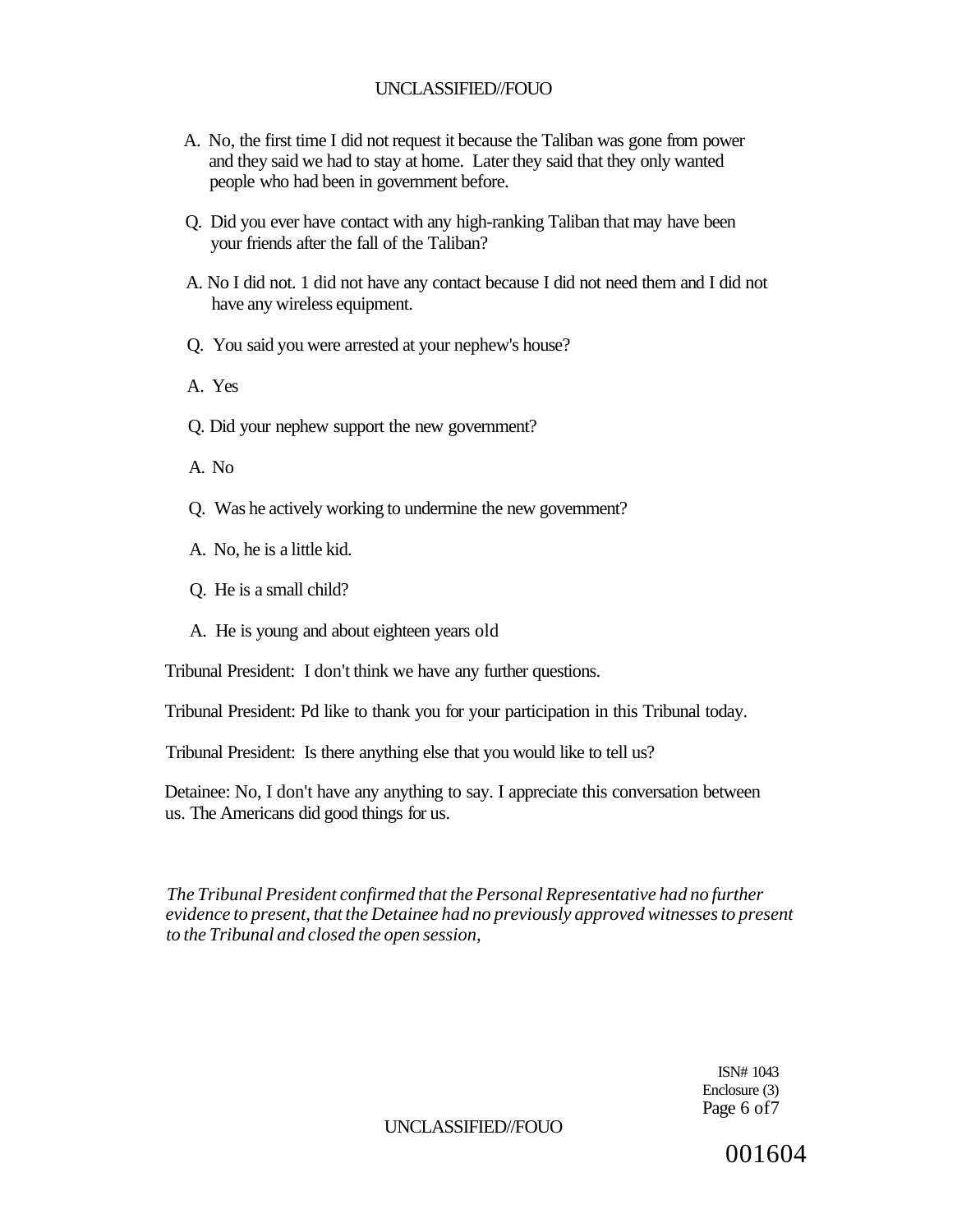A. No, the first time I did not request it because the Taliban was gone from power and they said we had to stay at home. Later they said that they only wanted people who had been in government before.

Q. Did you ever have contact with any high-ranking Taliban that may have been your friends after the fall of the Taliban?

A. No I did not. 1 did not have any contact because I did not need them and I did not have any wireless equipment.

Q. You said you were arrested at your nephew's house?

A. Yes

Q. Did your nephew support the new government?

A. No

Q. Was he actively working to undermine the new government?

A. No, he is a little kid.

Q. He is a small child?

A. He is young and about eighteen years old

Tribunal President: I don't think we have any further questions.

Tribunal President: Pd like to thank you for your participation in this Tribunal today.

Tribunal President: Is there anything else that you would like to tell us?

Detainee: No, I don't have any anything to say. I appreciate this conversation between us. The Americans did good things for us.

*The Tribunal President confirmed that the Personal Representative had no further evidence to present, that the Detainee had no previously approved witnesses to present to the Tribunal and closed the open session,*

ISN# 1043
Enclosure (3)

001604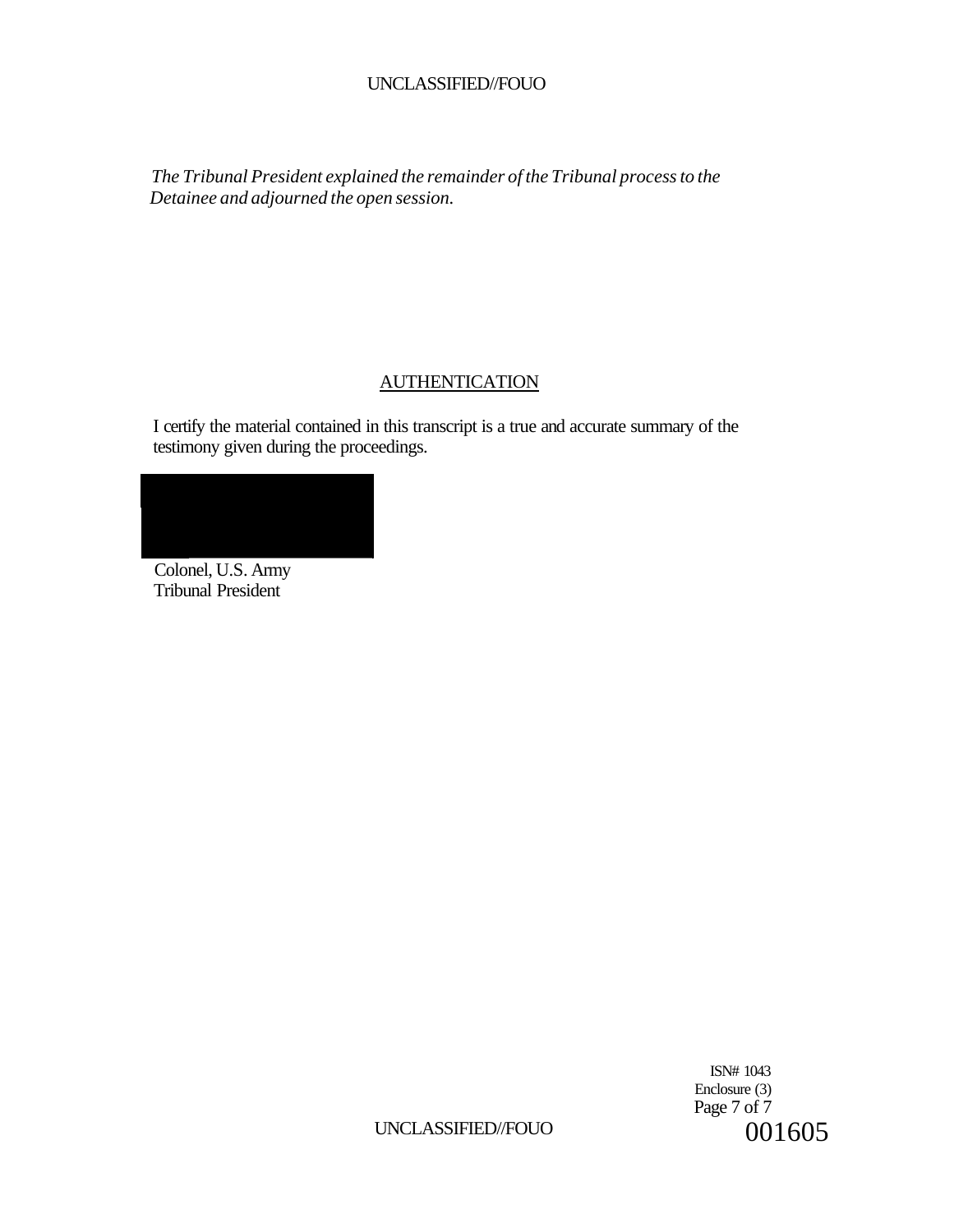*The Tribunal President explained the remainder of the Tribunal process to the Detainee and adjourned the open session.*

## AUTHENTICATION

I certify the material contained in this transcript is a true and accurate summary of the testimony given during the proceedings.

Colonel, U.S. Army
Tribunal President

ISN# 1043
Enclosure (3)